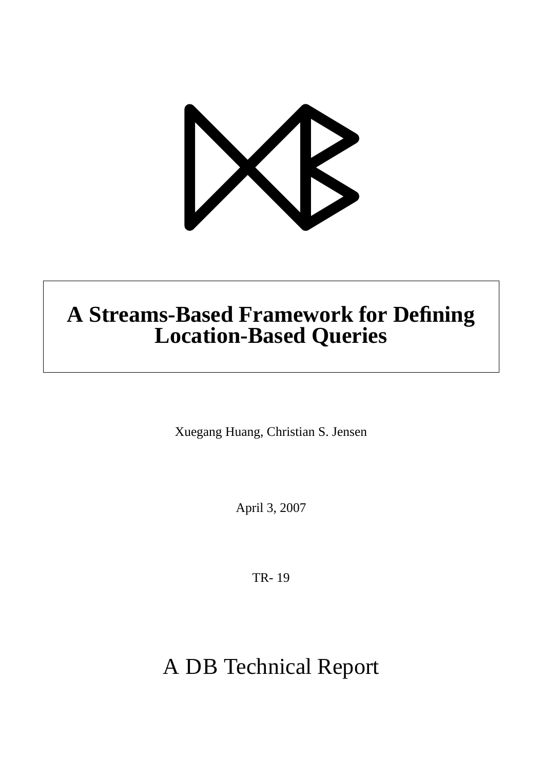# A Streams-Based Framework for Defining Location-Based Queries

Xuegang Huang, Christian S. Jensen

April 3, 2007

TR- 19

A DB Technical Report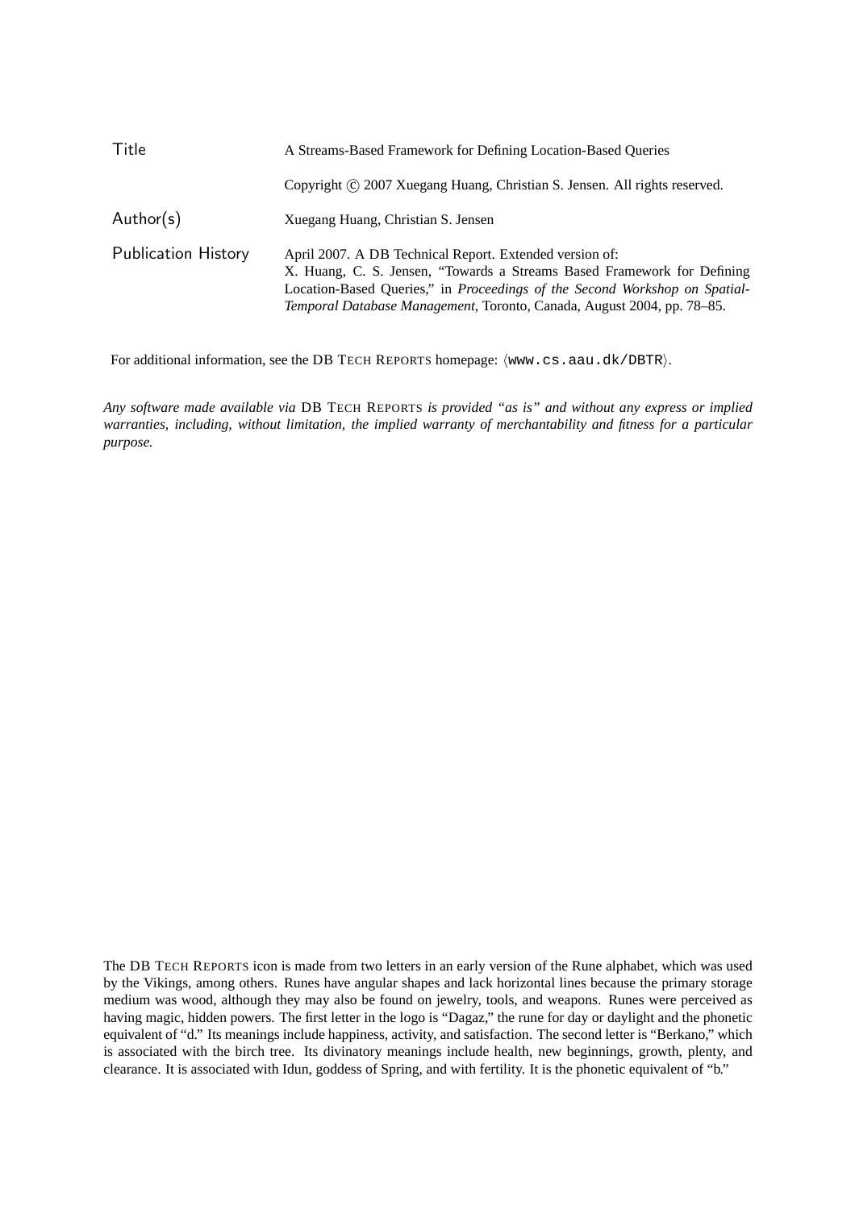| | |
|---|---|
| Title | A Streams-Based Framework for Defining Location-Based Queries |
| | Copyright © 2007 Xuegang Huang, Christian S. Jensen. All rights reserved. |
| Author(s) | Xuegang Huang, Christian S. Jensen |
| Publication History | April 2007. A DB Technical Report. Extended version of: X. Huang, C. S. Jensen, "Towards a Streams Based Framework for Defining Location-Based Queries," in *Proceedings of the Second Workshop on Spatial-Temporal Database Management*, Toronto, Canada, August 2004, pp. 78–85. |

For additional information, see the DB TECH REPORTS homepage: ⟨`www.cs.aau.dk/DBTR`⟩.

*Any software made available via* DB TECH REPORTS *is provided "as is" and without any express or implied warranties, including, without limitation, the implied warranty of merchantability and fitness for a particular purpose.*

The DB TECH REPORTS icon is made from two letters in an early version of the Rune alphabet, which was used by the Vikings, among others. Runes have angular shapes and lack horizontal lines because the primary storage medium was wood, although they may also be found on jewelry, tools, and weapons. Runes were perceived as having magic, hidden powers. The first letter in the logo is "Dagaz," the rune for day or daylight and the phonetic equivalent of "d." Its meanings include happiness, activity, and satisfaction. The second letter is "Berkano," which is associated with the birch tree. Its divinatory meanings include health, new beginnings, growth, plenty, and clearance. It is associated with Idun, goddess of Spring, and with fertility. It is the phonetic equivalent of "b."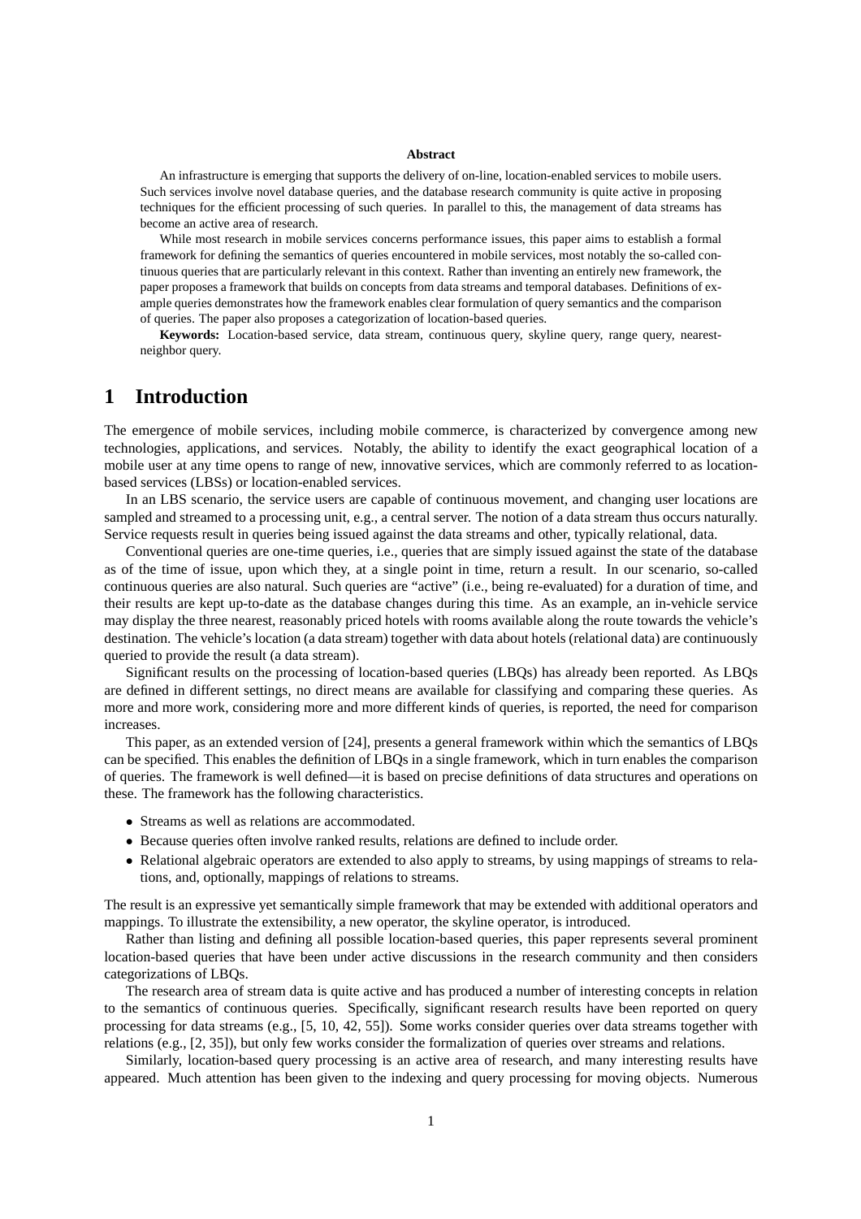**Abstract**

An infrastructure is emerging that supports the delivery of on-line, location-enabled services to mobile users. Such services involve novel database queries, and the database research community is quite active in proposing techniques for the efficient processing of such queries. In parallel to this, the management of data streams has become an active area of research.

While most research in mobile services concerns performance issues, this paper aims to establish a formal framework for defining the semantics of queries encountered in mobile services, most notably the so-called continuous queries that are particularly relevant in this context. Rather than inventing an entirely new framework, the paper proposes a framework that builds on concepts from data streams and temporal databases. Definitions of example queries demonstrates how the framework enables clear formulation of query semantics and the comparison of queries. The paper also proposes a categorization of location-based queries.

**Keywords:** Location-based service, data stream, continuous query, skyline query, range query, nearest-neighbor query.

# 1 Introduction

The emergence of mobile services, including mobile commerce, is characterized by convergence among new technologies, applications, and services. Notably, the ability to identify the exact geographical location of a mobile user at any time opens to range of new, innovative services, which are commonly referred to as location-based services (LBSs) or location-enabled services.

In an LBS scenario, the service users are capable of continuous movement, and changing user locations are sampled and streamed to a processing unit, e.g., a central server. The notion of a data stream thus occurs naturally. Service requests result in queries being issued against the data streams and other, typically relational, data.

Conventional queries are one-time queries, i.e., queries that are simply issued against the state of the database as of the time of issue, upon which they, at a single point in time, return a result. In our scenario, so-called continuous queries are also natural. Such queries are "active" (i.e., being re-evaluated) for a duration of time, and their results are kept up-to-date as the database changes during this time. As an example, an in-vehicle service may display the three nearest, reasonably priced hotels with rooms available along the route towards the vehicle's destination. The vehicle's location (a data stream) together with data about hotels (relational data) are continuously queried to provide the result (a data stream).

Significant results on the processing of location-based queries (LBQs) has already been reported. As LBQs are defined in different settings, no direct means are available for classifying and comparing these queries. As more and more work, considering more and more different kinds of queries, is reported, the need for comparison increases.

This paper, as an extended version of [24], presents a general framework within which the semantics of LBQs can be specified. This enables the definition of LBQs in a single framework, which in turn enables the comparison of queries. The framework is well defined—it is based on precise definitions of data structures and operations on these. The framework has the following characteristics.

- Streams as well as relations are accommodated.
- Because queries often involve ranked results, relations are defined to include order.
- Relational algebraic operators are extended to also apply to streams, by using mappings of streams to relations, and, optionally, mappings of relations to streams.

The result is an expressive yet semantically simple framework that may be extended with additional operators and mappings. To illustrate the extensibility, a new operator, the skyline operator, is introduced.

Rather than listing and defining all possible location-based queries, this paper represents several prominent location-based queries that have been under active discussions in the research community and then considers categorizations of LBQs.

The research area of stream data is quite active and has produced a number of interesting concepts in relation to the semantics of continuous queries. Specifically, significant research results have been reported on query processing for data streams (e.g., [5, 10, 42, 55]). Some works consider queries over data streams together with relations (e.g., [2, 35]), but only few works consider the formalization of queries over streams and relations.

Similarly, location-based query processing is an active area of research, and many interesting results have appeared. Much attention has been given to the indexing and query processing for moving objects. Numerous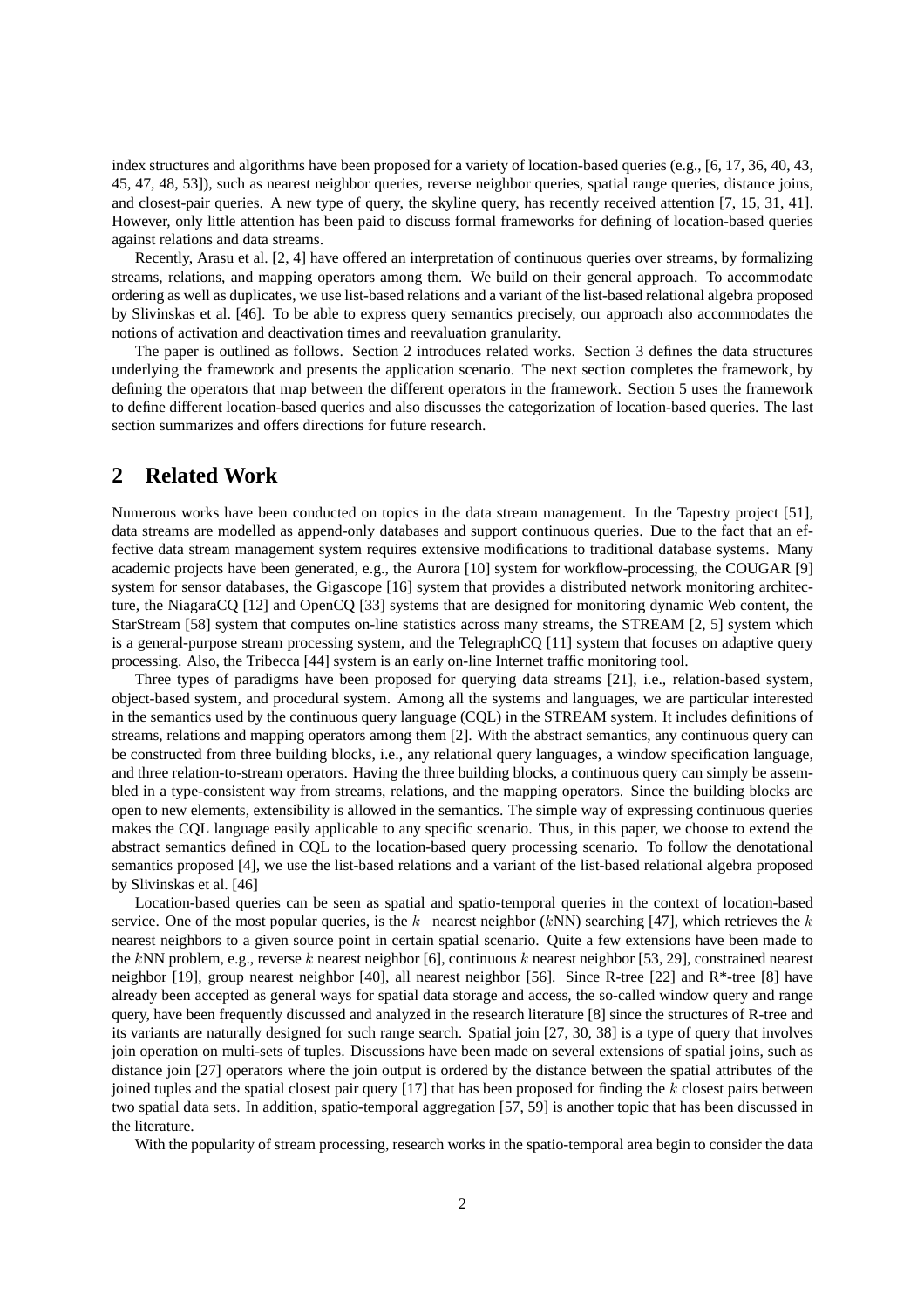index structures and algorithms have been proposed for a variety of location-based queries (e.g., [6, 17, 36, 40, 43, 45, 47, 48, 53]), such as nearest neighbor queries, reverse neighbor queries, spatial range queries, distance joins, and closest-pair queries. A new type of query, the skyline query, has recently received attention [7, 15, 31, 41]. However, only little attention has been paid to discuss formal frameworks for defining of location-based queries against relations and data streams.

Recently, Arasu et al. [2, 4] have offered an interpretation of continuous queries over streams, by formalizing streams, relations, and mapping operators among them. We build on their general approach. To accommodate ordering as well as duplicates, we use list-based relations and a variant of the list-based relational algebra proposed by Slivinskas et al. [46]. To be able to express query semantics precisely, our approach also accommodates the notions of activation and deactivation times and reevaluation granularity.

The paper is outlined as follows. Section 2 introduces related works. Section 3 defines the data structures underlying the framework and presents the application scenario. The next section completes the framework, by defining the operators that map between the different operators in the framework. Section 5 uses the framework to define different location-based queries and also discusses the categorization of location-based queries. The last section summarizes and offers directions for future research.

## 2 Related Work

Numerous works have been conducted on topics in the data stream management. In the Tapestry project [51], data streams are modelled as append-only databases and support continuous queries. Due to the fact that an effective data stream management system requires extensive modifications to traditional database systems. Many academic projects have been generated, e.g., the Aurora [10] system for workflow-processing, the COUGAR [9] system for sensor databases, the Gigascope [16] system that provides a distributed network monitoring architecture, the NiagaraCQ [12] and OpenCQ [33] systems that are designed for monitoring dynamic Web content, the StarStream [58] system that computes on-line statistics across many streams, the STREAM [2, 5] system which is a general-purpose stream processing system, and the TelegraphCQ [11] system that focuses on adaptive query processing. Also, the Tribecca [44] system is an early on-line Internet traffic monitoring tool.

Three types of paradigms have been proposed for querying data streams [21], i.e., relation-based system, object-based system, and procedural system. Among all the systems and languages, we are particular interested in the semantics used by the continuous query language (CQL) in the STREAM system. It includes definitions of streams, relations and mapping operators among them [2]. With the abstract semantics, any continuous query can be constructed from three building blocks, i.e., any relational query languages, a window specification language, and three relation-to-stream operators. Having the three building blocks, a continuous query can simply be assembled in a type-consistent way from streams, relations, and the mapping operators. Since the building blocks are open to new elements, extensibility is allowed in the semantics. The simple way of expressing continuous queries makes the CQL language easily applicable to any specific scenario. Thus, in this paper, we choose to extend the abstract semantics defined in CQL to the location-based query processing scenario. To follow the denotational semantics proposed [4], we use the list-based relations and a variant of the list-based relational algebra proposed by Slivinskas et al. [46]

Location-based queries can be seen as spatial and spatio-temporal queries in the context of location-based service. One of the most popular queries, is the $k-$nearest neighbor ($k$NN) searching [47], which retrieves the $k$ nearest neighbors to a given source point in certain spatial scenario. Quite a few extensions have been made to the $k$NN problem, e.g., reverse $k$ nearest neighbor [6], continuous $k$ nearest neighbor [53, 29], constrained nearest neighbor [19], group nearest neighbor [40], all nearest neighbor [56]. Since R-tree [22] and R*-tree [8] have already been accepted as general ways for spatial data storage and access, the so-called window query and range query, have been frequently discussed and analyzed in the research literature [8] since the structures of R-tree and its variants are naturally designed for such range search. Spatial join [27, 30, 38] is a type of query that involves join operation on multi-sets of tuples. Discussions have been made on several extensions of spatial joins, such as distance join [27] operators where the join output is ordered by the distance between the spatial attributes of the joined tuples and the spatial closest pair query [17] that has been proposed for finding the $k$ closest pairs between two spatial data sets. In addition, spatio-temporal aggregation [57, 59] is another topic that has been discussed in the literature.

With the popularity of stream processing, research works in the spatio-temporal area begin to consider the data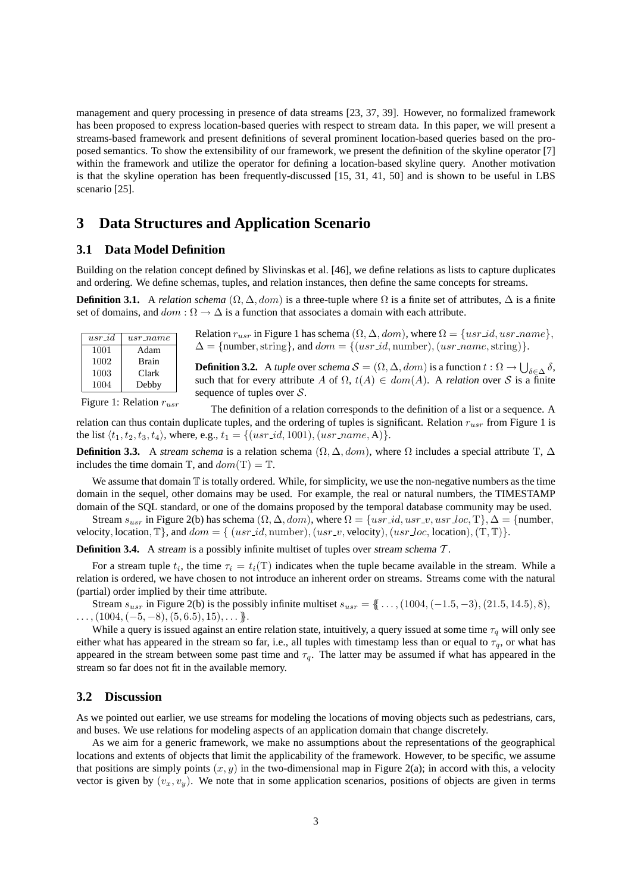management and query processing in presence of data streams [23, 37, 39]. However, no formalized framework has been proposed to express location-based queries with respect to stream data. In this paper, we will present a streams-based framework and present definitions of several prominent location-based queries based on the proposed semantics. To show the extensibility of our framework, we present the definition of the skyline operator [7] within the framework and utilize the operator for defining a location-based skyline query. Another motivation is that the skyline operation has been frequently-discussed [15, 31, 41, 50] and is shown to be useful in LBS scenario [25].

# 3 Data Structures and Application Scenario

## 3.1 Data Model Definition

Building on the relation concept defined by Slivinskas et al. [46], we define relations as lists to capture duplicates and ordering. We define schemas, tuples, and relation instances, then define the same concepts for streams.

**Definition 3.1.** A *relation schema* $(\Omega, \Delta, dom)$ is a three-tuple where $\Omega$ is a finite set of attributes, $\Delta$ is a finite set of domains, and $dom : \Omega \rightarrow \Delta$ is a function that associates a domain with each attribute.

| $usr\_id$ | $usr\_name$ |
|---|---|
| 1001 | Adam |
| 1002 | Brain |
| 1003 | Clark |
| 1004 | Debby |

Figure 1: Relation $r_{usr}$

Relation $r_{usr}$ in Figure 1 has schema $(\Omega, \Delta, dom)$, where $\Omega = \{usr\_id, usr\_name\}$, $\Delta = \{\text{number}, \text{string}\}$, and $dom = \{(usr\_id, \text{number}), (usr\_name, \text{string})\}$.

**Definition 3.2.** A *tuple* over *schema* $\mathcal{S} = (\Omega, \Delta, dom)$ is a function $t : \Omega \rightarrow \bigcup_{\delta \in \Delta} \delta$, such that for every attribute $A$ of $\Omega$, $t(A) \in dom(A)$. A *relation* over $\mathcal{S}$ is a finite sequence of tuples over $\mathcal{S}$.

The definition of a relation corresponds to the definition of a list or a sequence. A relation can thus contain duplicate tuples, and the ordering of tuples is significant. Relation $r_{usr}$ from Figure 1 is the list $\langle t_1, t_2, t_3, t_4 \rangle$, where, e.g., $t_1 = \{(usr\_id, 1001), (usr\_name, \text{A})\}$.

**Definition 3.3.** A *stream schema* is a relation schema $(\Omega, \Delta, dom)$, where $\Omega$ includes a special attribute $\text{T}$, $\Delta$ includes the time domain $\mathbb{T}$, and $dom(\text{T}) = \mathbb{T}$.

We assume that domain $\mathbb{T}$ is totally ordered. While, for simplicity, we use the non-negative numbers as the time domain in the sequel, other domains may be used. For example, the real or natural numbers, the TIMESTAMP domain of the SQL standard, or one of the domains proposed by the temporal database community may be used.

Stream $s_{usr}$ in Figure 2(b) has schema $(\Omega, \Delta, dom)$, where $\Omega = \{usr\_id, usr\_v, usr\_loc, \text{T}\}$, $\Delta = \{\text{number}, \text{velocity}, \text{location}, \mathbb{T}\}$, and $dom = \{\, (usr\_id, \text{number}), (usr\_v, \text{velocity}), (usr\_loc, \text{location}), (\text{T}, \mathbb{T})\}$.

**Definition 3.4.** A *stream* is a possibly infinite multiset of tuples over *stream schema* $\mathcal{T}$.

For a stream tuple $t_i$, the time $\tau_i = t_i(\text{T})$ indicates when the tuple became available in the stream. While a relation is ordered, we have chosen to not introduce an inherent order on streams. Streams come with the natural (partial) order implied by their time attribute.

Stream $s_{usr}$ in Figure 2(b) is the possibly infinite multiset $s_{usr} = \{\!\!\{ \ldots, (1004, (-1.5, -3), (21.5, 14.5), 8), \ldots, (1004, (-5, -8), (5, 6.5), 15), \ldots \}\!\!\}$.

While a query is issued against an entire relation state, intuitively, a query issued at some time $\tau_q$ will only see either what has appeared in the stream so far, i.e., all tuples with timestamp less than or equal to $\tau_q$, or what has appeared in the stream between some past time and $\tau_q$. The latter may be assumed if what has appeared in the stream so far does not fit in the available memory.

## 3.2 Discussion

As we pointed out earlier, we use streams for modeling the locations of moving objects such as pedestrians, cars, and buses. We use relations for modeling aspects of an application domain that change discretely.

As we aim for a generic framework, we make no assumptions about the representations of the geographical locations and extents of objects that limit the applicability of the framework. However, to be specific, we assume that positions are simply points $(x, y)$ in the two-dimensional map in Figure 2(a); in accord with this, a velocity vector is given by $(v_x, v_y)$. We note that in some application scenarios, positions of objects are given in terms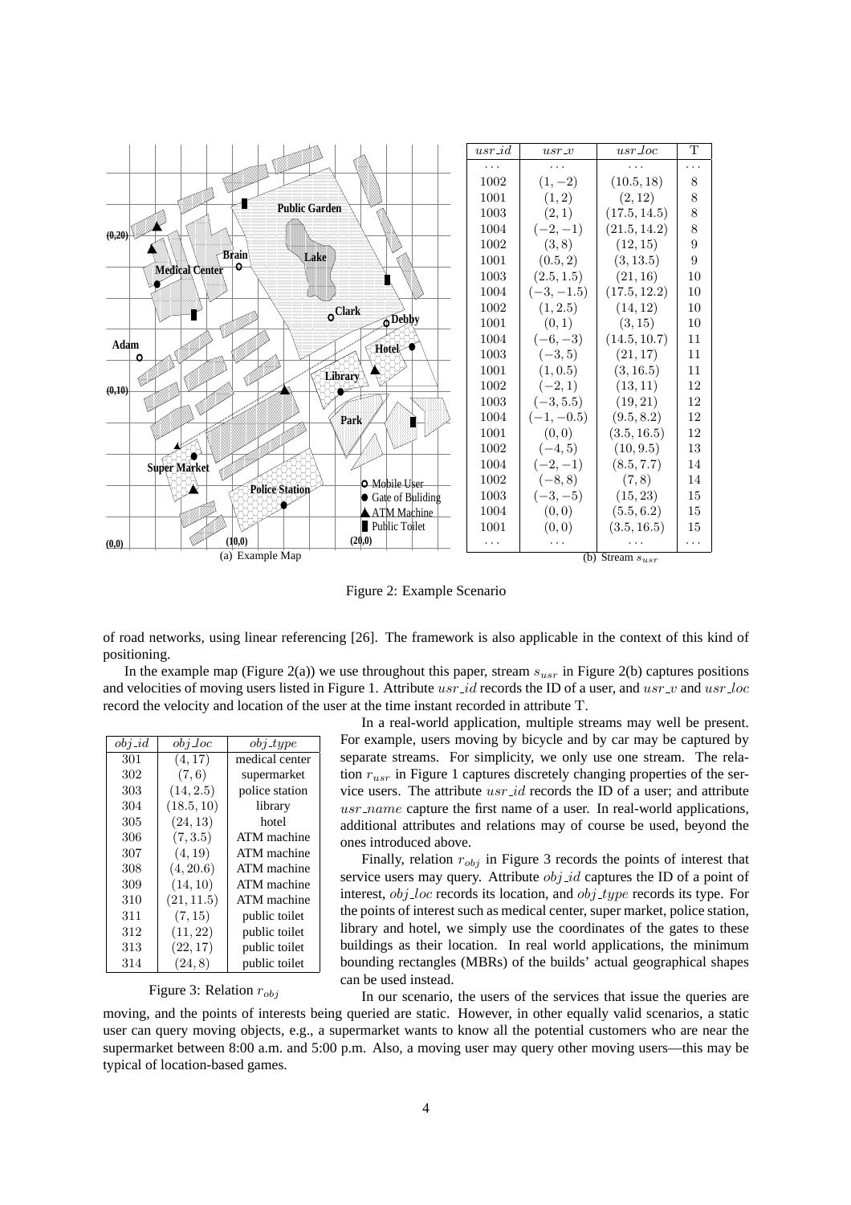| $usr\_id$ | $usr\_v$ | $usr\_loc$ | T |
|---|---|---|---|
| ... | ... | ... | ... |
| 1002 | $(1, -2)$ | $(10.5, 18)$ | 8 |
| 1001 | $(1, 2)$ | $(2, 12)$ | 8 |
| 1003 | $(2, 1)$ | $(17.5, 14.5)$ | 8 |
| 1004 | $(-2, -1)$ | $(21.5, 14.2)$ | 8 |
| 1002 | $(3, 8)$ | $(12, 15)$ | 9 |
| 1001 | $(0.5, 2)$ | $(3, 13.5)$ | 9 |
| 1003 | $(2.5, 1.5)$ | $(21, 16)$ | 10 |
| 1004 | $(-3, -1.5)$ | $(17.5, 12.2)$ | 10 |
| 1002 | $(1, 2.5)$ | $(14, 12)$ | 10 |
| 1001 | $(0, 1)$ | $(3, 15)$ | 10 |
| 1004 | $(-6, -3)$ | $(14.5, 10.7)$ | 11 |
| 1003 | $(-3, 5)$ | $(21, 17)$ | 11 |
| 1001 | $(1, 0.5)$ | $(3, 16.5)$ | 11 |
| 1002 | $(-2, 1)$ | $(13, 11)$ | 12 |
| 1003 | $(-3, 5.5)$ | $(19, 21)$ | 12 |
| 1004 | $(-1, -0.5)$ | $(9.5, 8.2)$ | 12 |
| 1001 | $(0, 0)$ | $(3.5, 16.5)$ | 12 |
| 1002 | $(-4, 5)$ | $(10, 9.5)$ | 13 |
| 1004 | $(-2, -1)$ | $(8.5, 7.7)$ | 14 |
| 1002 | $(-8, 8)$ | $(7, 8)$ | 14 |
| 1003 | $(-3, -5)$ | $(15, 23)$ | 15 |
| 1004 | $(0, 0)$ | $(5.5, 6.2)$ | 15 |
| 1001 | $(0, 0)$ | $(3.5, 16.5)$ | 15 |
| ... | ... | ... | ... |

(a) Example Map

(b) Stream $s_{usr}$

Figure 2: Example Scenario

of road networks, using linear referencing [26]. The framework is also applicable in the context of this kind of positioning.

In the example map (Figure 2(a)) we use throughout this paper, stream $s_{usr}$ in Figure 2(b) captures positions and velocities of moving users listed in Figure 1. Attribute $usr\_id$ records the ID of a user, and $usr\_v$ and $usr\_loc$ record the velocity and location of the user at the time instant recorded in attribute T.

| $obj\_id$ | $obj\_loc$ | $obj\_type$ |
|---|---|---|
| 301 | $(4, 17)$ | medical center |
| 302 | $(7, 6)$ | supermarket |
| 303 | $(14, 2.5)$ | police station |
| 304 | $(18.5, 10)$ | library |
| 305 | $(24, 13)$ | hotel |
| 306 | $(7, 3.5)$ | ATM machine |
| 307 | $(4, 19)$ | ATM machine |
| 308 | $(4, 20.6)$ | ATM machine |
| 309 | $(14, 10)$ | ATM machine |
| 310 | $(21, 11.5)$ | ATM machine |
| 311 | $(7, 15)$ | public toilet |
| 312 | $(11, 22)$ | public toilet |
| 313 | $(22, 17)$ | public toilet |
| 314 | $(24, 8)$ | public toilet |

Figure 3: Relation $r_{obj}$

In a real-world application, multiple streams may well be present. For example, users moving by bicycle and by car may be captured by separate streams. For simplicity, we only use one stream. The relation $r_{usr}$ in Figure 1 captures discretely changing properties of the service users. The attribute $usr\_id$ records the ID of a user; and attribute $usr\_name$ capture the first name of a user. In real-world applications, additional attributes and relations may of course be used, beyond the ones introduced above.

Finally, relation $r_{obj}$ in Figure 3 records the points of interest that service users may query. Attribute $obj\_id$ captures the ID of a point of interest, $obj\_loc$ records its location, and $obj\_type$ records its type. For the points of interest such as medical center, super market, police station, library and hotel, we simply use the coordinates of the gates to these buildings as their location. In real world applications, the minimum bounding rectangles (MBRs) of the builds' actual geographical shapes can be used instead.

In our scenario, the users of the services that issue the queries are moving, and the points of interests being queried are static. However, in other equally valid scenarios, a static user can query moving objects, e.g., a supermarket wants to know all the potential customers who are near the supermarket between 8:00 a.m. and 5:00 p.m. Also, a moving user may query other moving users—this may be typical of location-based games.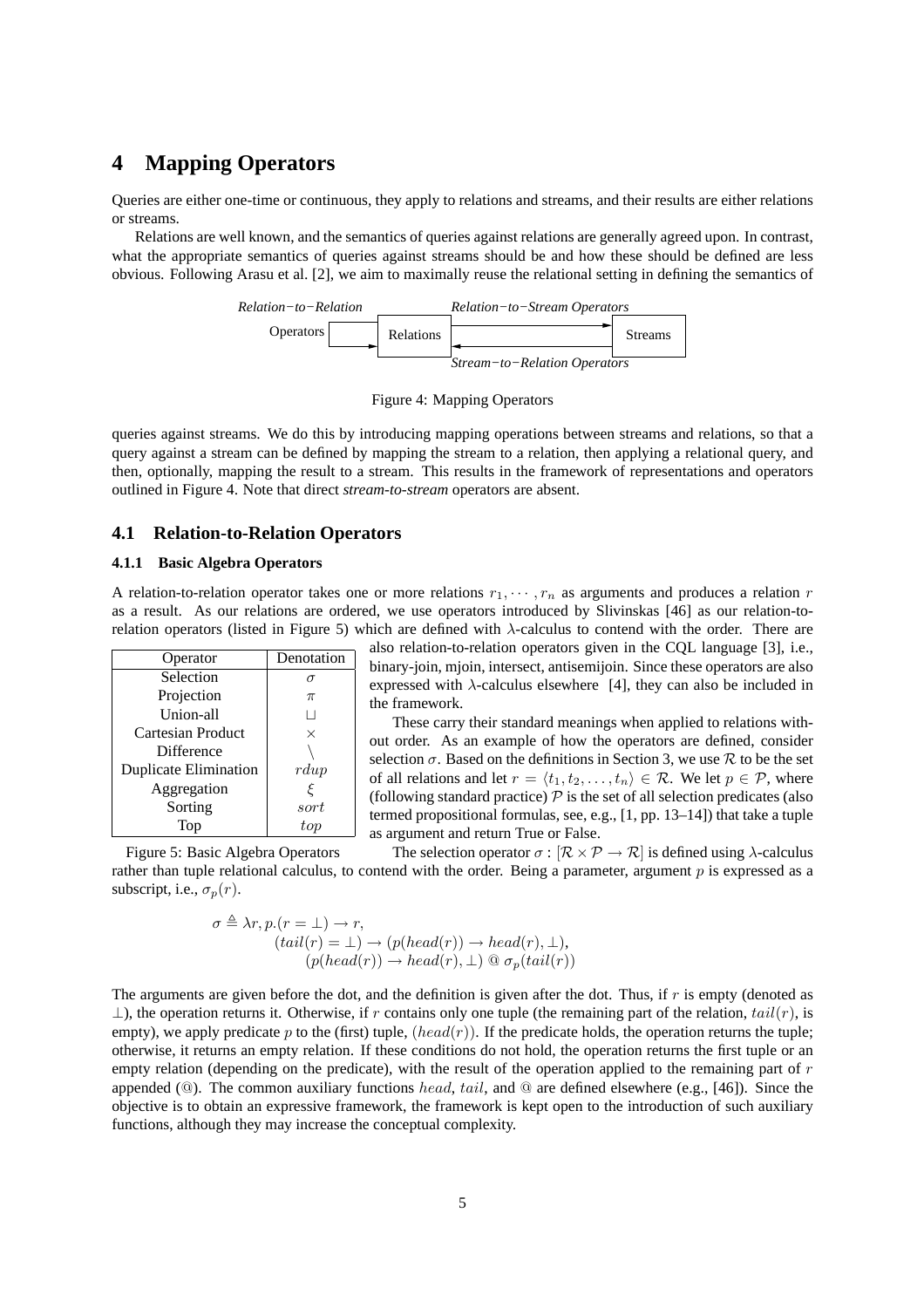# 4 Mapping Operators

Queries are either one-time or continuous, they apply to relations and streams, and their results are either relations or streams.

Relations are well known, and the semantics of queries against relations are generally agreed upon. In contrast, what the appropriate semantics of queries against streams should be and how these should be defined are less obvious. Following Arasu et al. [2], we aim to maximally reuse the relational setting in defining the semantics of queries against streams. We do this by introducing mapping operations between streams and relations, so that a query against a stream can be defined by mapping the stream to a relation, then applying a relational query, and then, optionally, mapping the result to a stream. This results in the framework of representations and operators outlined in Figure 4. Note that direct *stream-to-stream* operators are absent.

*Relation−to−Relation* Operators — Relations — *Relation−to−Stream Operators* — Streams — *Stream−to−Relation Operators*

Figure 4: Mapping Operators

## 4.1 Relation-to-Relation Operators

### 4.1.1 Basic Algebra Operators

A relation-to-relation operator takes one or more relations $r_1, \cdots, r_n$ as arguments and produces a relation $r$ as a result. As our relations are ordered, we use operators introduced by Slivinskas [46] as our relation-to-relation operators (listed in Figure 5) which are defined with $\lambda$-calculus to contend with the order. There are also relation-to-relation operators given in the CQL language [3], i.e., binary-join, mjoin, intersect, antisemijoin. Since these operators are also expressed with $\lambda$-calculus elsewhere [4], they can also be included in the framework.

| Operator | Denotation |
|---|---|
| Selection | $\sigma$ |
| Projection | $\pi$ |
| Union-all | $\sqcup$ |
| Cartesian Product | $\times$ |
| Difference | $\setminus$ |
| Duplicate Elimination | $rdup$ |
| Aggregation | $\xi$ |
| Sorting | $sort$ |
| Top | $top$ |

Figure 5: Basic Algebra Operators

These carry their standard meanings when applied to relations without order. As an example of how the operators are defined, consider selection $\sigma$. Based on the definitions in Section 3, we use $\mathcal{R}$ to be the set of all relations and let $r = \langle t_1, t_2, \ldots, t_n \rangle \in \mathcal{R}$. We let $p \in \mathcal{P}$, where (following standard practice) $\mathcal{P}$ is the set of all selection predicates (also termed propositional formulas, see, e.g., [1, pp. 13–14]) that take a tuple as argument and return True or False.

The selection operator $\sigma : [\mathcal{R} \times \mathcal{P} \rightarrow \mathcal{R}]$ is defined using $\lambda$-calculus rather than tuple relational calculus, to contend with the order. Being a parameter, argument $p$ is expressed as a subscript, i.e., $\sigma_p(r)$.

$$\begin{aligned}
\sigma \triangleq \lambda r, p.(r = \bot) \rightarrow r,& \\
(tail(r) = \bot) \rightarrow (p(head(r)) \rightarrow head(r), \bot),& \\
(p(head(r)) \rightarrow head(r), \bot) \mathbin{@} \sigma_p(tail(r))&
\end{aligned}$$

The arguments are given before the dot, and the definition is given after the dot. Thus, if $r$ is empty (denoted as $\bot$), the operation returns it. Otherwise, if $r$ contains only one tuple (the remaining part of the relation, $tail(r)$, is empty), we apply predicate $p$ to the (first) tuple, $(head(r))$. If the predicate holds, the operation returns the tuple; otherwise, it returns an empty relation. If these conditions do not hold, the operation returns the first tuple or an empty relation (depending on the predicate), with the result of the operation applied to the remaining part of $r$ appended (@). The common auxiliary functions $head$, $tail$, and @ are defined elsewhere (e.g., [46]). Since the objective is to obtain an expressive framework, the framework is kept open to the introduction of such auxiliary functions, although they may increase the conceptual complexity.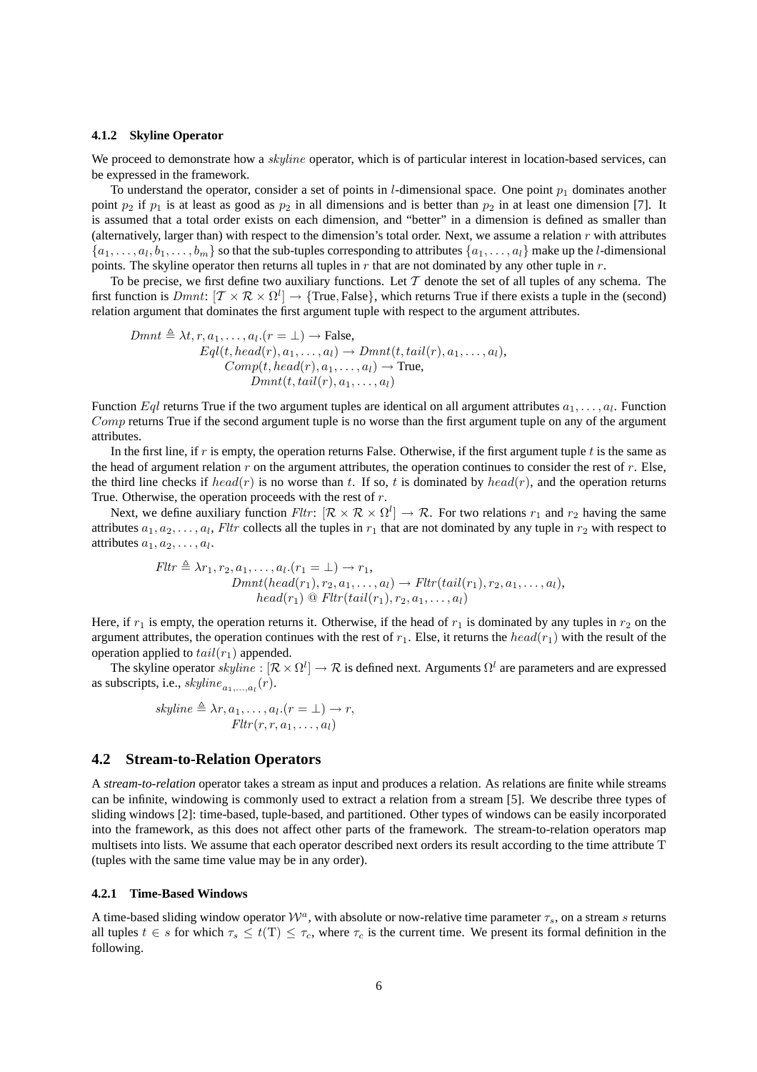#### 4.1.2 Skyline Operator

We proceed to demonstrate how a *skyline* operator, which is of particular interest in location-based services, can be expressed in the framework.

To understand the operator, consider a set of points in $l$-dimensional space. One point $p_1$ dominates another point $p_2$ if $p_1$ is at least as good as $p_2$ in all dimensions and is better than $p_2$ in at least one dimension [7]. It is assumed that a total order exists on each dimension, and "better" in a dimension is defined as smaller than (alternatively, larger than) with respect to the dimension's total order. Next, we assume a relation $r$ with attributes $\{a_1, \ldots, a_l, b_1, \ldots, b_m\}$ so that the sub-tuples corresponding to attributes $\{a_1, \ldots, a_l\}$ make up the $l$-dimensional points. The skyline operator then returns all tuples in $r$ that are not dominated by any other tuple in $r$.

To be precise, we first define two auxiliary functions. Let $\mathcal{T}$ denote the set of all tuples of any schema. The first function is $Dmnt$: $[\mathcal{T} \times \mathcal{R} \times \Omega^l] \rightarrow \{\text{True}, \text{False}\}$, which returns True if there exists a tuple in the (second) relation argument that dominates the first argument tuple with respect to the argument attributes.

$$
\begin{aligned}
Dmnt \triangleq \lambda t, r, a_1, \ldots, a_l.(r = \bot) &\rightarrow \text{False}, \\
Eql(t, head(r), a_1, \ldots, a_l) &\rightarrow Dmnt(t, tail(r), a_1, \ldots, a_l), \\
Comp(t, head(r), a_1, \ldots, a_l) &\rightarrow \text{True}, \\
&Dmnt(t, tail(r), a_1, \ldots, a_l)
\end{aligned}
$$

Function $Eql$ returns True if the two argument tuples are identical on all argument attributes $a_1, \ldots, a_l$. Function $Comp$ returns True if the second argument tuple is no worse than the first argument tuple on any of the argument attributes.

In the first line, if $r$ is empty, the operation returns False. Otherwise, if the first argument tuple $t$ is the same as the head of argument relation $r$ on the argument attributes, the operation continues to consider the rest of $r$. Else, the third line checks if $head(r)$ is no worse than $t$. If so, $t$ is dominated by $head(r)$, and the operation returns True. Otherwise, the operation proceeds with the rest of $r$.

Next, we define auxiliary function $Fltr$: $[\mathcal{R} \times \mathcal{R} \times \Omega^l] \rightarrow \mathcal{R}$. For two relations $r_1$ and $r_2$ having the same attributes $a_1, a_2, \ldots, a_l$, $Fltr$ collects all the tuples in $r_1$ that are not dominated by any tuple in $r_2$ with respect to attributes $a_1, a_2, \ldots, a_l$.

$$
\begin{aligned}
Fltr \triangleq \lambda r_1, r_2, a_1, \ldots, a_l.(r_1 = \bot) &\rightarrow r_1, \\
Dmnt(head(r_1), r_2, a_1, \ldots, a_l) &\rightarrow Fltr(tail(r_1), r_2, a_1, \ldots, a_l), \\
&head(r_1) \mathbin{@} Fltr(tail(r_1), r_2, a_1, \ldots, a_l)
\end{aligned}
$$

Here, if $r_1$ is empty, the operation returns it. Otherwise, if the head of $r_1$ is dominated by any tuples in $r_2$ on the argument attributes, the operation continues with the rest of $r_1$. Else, it returns the $head(r_1)$ with the result of the operation applied to $tail(r_1)$ appended.

The skyline operator $skyline : [\mathcal{R} \times \Omega^l] \rightarrow \mathcal{R}$ is defined next. Arguments $\Omega^l$ are parameters and are expressed as subscripts, i.e., $skyline_{a_1,\ldots,a_l}(r)$.

$$
\begin{aligned}
skyline \triangleq \lambda r, a_1, \ldots, a_l.(r = \bot) &\rightarrow r, \\
&Fltr(r, r, a_1, \ldots, a_l)
\end{aligned}
$$

## 4.2 Stream-to-Relation Operators

A *stream-to-relation* operator takes a stream as input and produces a relation. As relations are finite while streams can be infinite, windowing is commonly used to extract a relation from a stream [5]. We describe three types of sliding windows [2]: time-based, tuple-based, and partitioned. Other types of windows can be easily incorporated into the framework, as this does not affect other parts of the framework. The stream-to-relation operators map multisets into lists. We assume that each operator described next orders its result according to the time attribute T (tuples with the same time value may be in any order).

#### 4.2.1 Time-Based Windows

A time-based sliding window operator $\mathcal{W}^a$, with absolute or now-relative time parameter $\tau_s$, on a stream $s$ returns all tuples $t \in s$ for which $\tau_s \leq t(\text{T}) \leq \tau_c$, where $\tau_c$ is the current time. We present its formal definition in the following.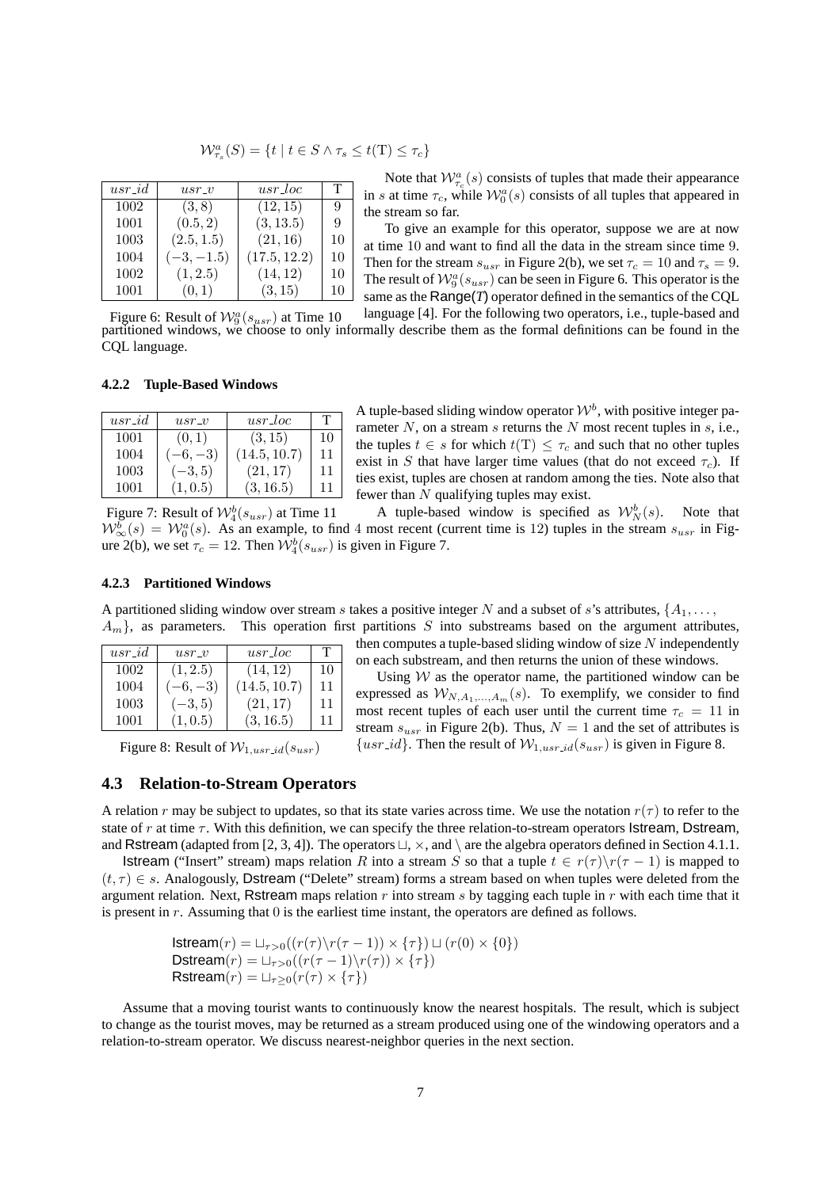$$\mathcal{W}^a_{\tau_s}(S) = \{t \mid t \in S \wedge \tau_s \leq t(\mathrm{T}) \leq \tau_c\}$$

| $usr\_id$ | $usr\_v$ | $usr\_loc$ | T |
|---|---|---|---|
| 1002 | $(3, 8)$ | $(12, 15)$ | 9 |
| 1001 | $(0.5, 2)$ | $(3, 13.5)$ | 9 |
| 1003 | $(2.5, 1.5)$ | $(21, 16)$ | 10 |
| 1004 | $(-3, -1.5)$ | $(17.5, 12.2)$ | 10 |
| 1002 | $(1, 2.5)$ | $(14, 12)$ | 10 |
| 1001 | $(0, 1)$ | $(3, 15)$ | 10 |

Figure 6: Result of $\mathcal{W}^a_9(s_{usr})$ at Time 10

Note that $\mathcal{W}^a_{\tau_c}(s)$ consists of tuples that made their appearance in $s$ at time $\tau_c$, while $\mathcal{W}^a_0(s)$ consists of all tuples that appeared in the stream so far.

To give an example for this operator, suppose we are at now at time 10 and want to find all the data in the stream since time 9. Then for the stream $s_{usr}$ in Figure 2(b), we set $\tau_c = 10$ and $\tau_s = 9$. The result of $\mathcal{W}^a_9(s_{usr})$ can be seen in Figure 6. This operator is the same as the Range(*T*) operator defined in the semantics of the CQL language [4]. For the following two operators, i.e., tuple-based and partitioned windows, we choose to only informally describe them as the formal definitions can be found in the CQL language.

#### 4.2.2 Tuple-Based Windows

| $usr\_id$ | $usr\_v$ | $usr\_loc$ | T |
|---|---|---|---|
| 1001 | $(0, 1)$ | $(3, 15)$ | 10 |
| 1004 | $(-6, -3)$ | $(14.5, 10.7)$ | 11 |
| 1003 | $(-3, 5)$ | $(21, 17)$ | 11 |
| 1001 | $(1, 0.5)$ | $(3, 16.5)$ | 11 |

Figure 7: Result of $\mathcal{W}^b_4(s_{usr})$ at Time 11

A tuple-based sliding window operator $\mathcal{W}^b$, with positive integer parameter $N$, on a stream $s$ returns the $N$ most recent tuples in $s$, i.e., the tuples $t \in s$ for which $t(\mathrm{T}) \leq \tau_c$ and such that no other tuples exist in $S$ that have larger time values (that do not exceed $\tau_c$). If ties exist, tuples are chosen at random among the ties. Note also that fewer than $N$ qualifying tuples may exist.

A tuple-based window is specified as $\mathcal{W}^b_N(s)$. Note that $\mathcal{W}^b_\infty(s) = \mathcal{W}^a_0(s)$. As an example, to find 4 most recent (current time is 12) tuples in the stream $s_{usr}$ in Figure 2(b), we set $\tau_c = 12$. Then $\mathcal{W}^b_4(s_{usr})$ is given in Figure 7.

#### 4.2.3 Partitioned Windows

A partitioned sliding window over stream $s$ takes a positive integer $N$ and a subset of $s$'s attributes, $\{A_1, \ldots, A_m\}$, as parameters. This operation first partitions $S$ into substreams based on the argument attributes, then computes a tuple-based sliding window of size $N$ independently on each substream, and then returns the union of these windows.

| $usr\_id$ | $usr\_v$ | $usr\_loc$ | T |
|---|---|---|---|
| 1002 | $(1, 2.5)$ | $(14, 12)$ | 10 |
| 1004 | $(-6, -3)$ | $(14.5, 10.7)$ | 11 |
| 1003 | $(-3, 5)$ | $(21, 17)$ | 11 |
| 1001 | $(1, 0.5)$ | $(3, 16.5)$ | 11 |

Figure 8: Result of $\mathcal{W}_{1,usr\_id}(s_{usr})$

Using $\mathcal{W}$ as the operator name, the partitioned window can be expressed as $\mathcal{W}_{N,A_1,\ldots,A_m}(s)$. To exemplify, we consider to find most recent tuples of each user until the current time $\tau_c = 11$ in stream $s_{usr}$ in Figure 2(b). Thus, $N = 1$ and the set of attributes is $\{usr\_id\}$. Then the result of $\mathcal{W}_{1,usr\_id}(s_{usr})$ is given in Figure 8.

### 4.3 Relation-to-Stream Operators

A relation $r$ may be subject to updates, so that its state varies across time. We use the notation $r(\tau)$ to refer to the state of $r$ at time $\tau$. With this definition, we can specify the three relation-to-stream operators Istream, Dstream, and Rstream (adapted from [2, 3, 4]). The operators $\sqcup$, $\times$, and $\backslash$ are the algebra operators defined in Section 4.1.1.

Istream ("Insert" stream) maps relation $R$ into a stream $S$ so that a tuple $t \in r(\tau) \backslash r(\tau - 1)$ is mapped to $(t, \tau) \in s$. Analogously, Dstream ("Delete" stream) forms a stream based on when tuples were deleted from the argument relation. Next, Rstream maps relation $r$ into stream $s$ by tagging each tuple in $r$ with each time that it is present in $r$. Assuming that 0 is the earliest time instant, the operators are defined as follows.

$$\mathsf{Istream}(r) = \sqcup_{\tau > 0}((r(\tau) \backslash r(\tau - 1)) \times \{\tau\}) \sqcup (r(0) \times \{0\})$$
$$\mathsf{Dstream}(r) = \sqcup_{\tau > 0}((r(\tau - 1) \backslash r(\tau)) \times \{\tau\})$$
$$\mathsf{Rstream}(r) = \sqcup_{\tau \geq 0}(r(\tau) \times \{\tau\})$$

Assume that a moving tourist wants to continuously know the nearest hospitals. The result, which is subject to change as the tourist moves, may be returned as a stream produced using one of the windowing operators and a relation-to-stream operator. We discuss nearest-neighbor queries in the next section.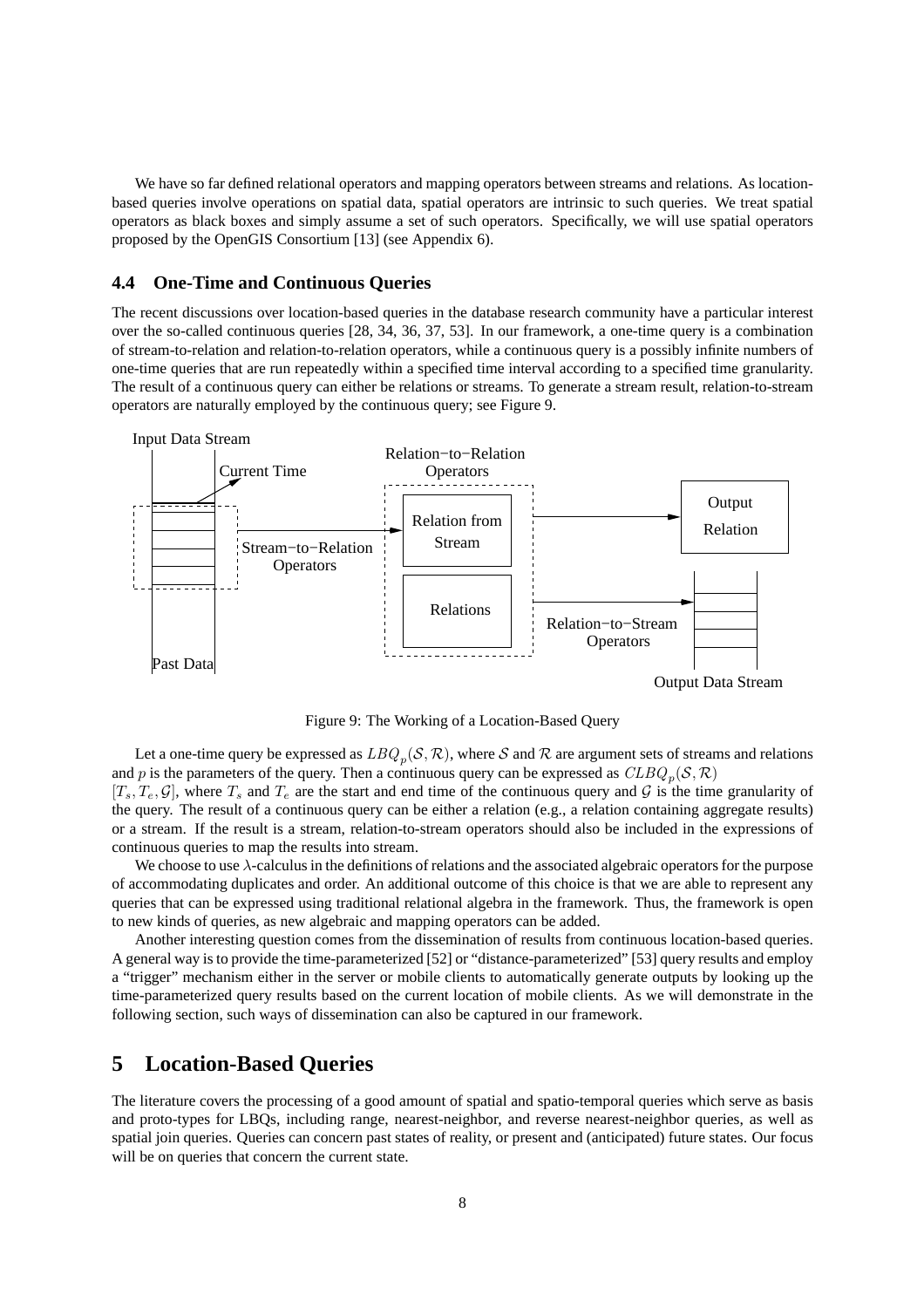We have so far defined relational operators and mapping operators between streams and relations. As location-based queries involve operations on spatial data, spatial operators are intrinsic to such queries. We treat spatial operators as black boxes and simply assume a set of such operators. Specifically, we will use spatial operators proposed by the OpenGIS Consortium [13] (see Appendix 6).

### 4.4 One-Time and Continuous Queries

The recent discussions over location-based queries in the database research community have a particular interest over the so-called continuous queries [28, 34, 36, 37, 53]. In our framework, a one-time query is a combination of stream-to-relation and relation-to-relation operators, while a continuous query is a possibly infinite numbers of one-time queries that are run repeatedly within a specified time interval according to a specified time granularity. The result of a continuous query can either be relations or streams. To generate a stream result, relation-to-stream operators are naturally employed by the continuous query; see Figure 9.

Figure 9: The Working of a Location-Based Query

Let a one-time query be expressed as $LBQ_p(\mathcal{S}, \mathcal{R})$, where $\mathcal{S}$ and $\mathcal{R}$ are argument sets of streams and relations and $p$ is the parameters of the query. Then a continuous query can be expressed as $CLBQ_p(\mathcal{S}, \mathcal{R})$ $[T_s, T_e, \mathcal{G}]$, where $T_s$ and $T_e$ are the start and end time of the continuous query and $\mathcal{G}$ is the time granularity of the query. The result of a continuous query can be either a relation (e.g., a relation containing aggregate results) or a stream. If the result is a stream, relation-to-stream operators should also be included in the expressions of continuous queries to map the results into stream.

We choose to use $\lambda$-calculus in the definitions of relations and the associated algebraic operators for the purpose of accommodating duplicates and order. An additional outcome of this choice is that we are able to represent any queries that can be expressed using traditional relational algebra in the framework. Thus, the framework is open to new kinds of queries, as new algebraic and mapping operators can be added.

Another interesting question comes from the dissemination of results from continuous location-based queries. A general way is to provide the time-parameterized [52] or "distance-parameterized" [53] query results and employ a "trigger" mechanism either in the server or mobile clients to automatically generate outputs by looking up the time-parameterized query results based on the current location of mobile clients. As we will demonstrate in the following section, such ways of dissemination can also be captured in our framework.

## 5 Location-Based Queries

The literature covers the processing of a good amount of spatial and spatio-temporal queries which serve as basis and proto-types for LBQs, including range, nearest-neighbor, and reverse nearest-neighbor queries, as well as spatial join queries. Queries can concern past states of reality, or present and (anticipated) future states. Our focus will be on queries that concern the current state.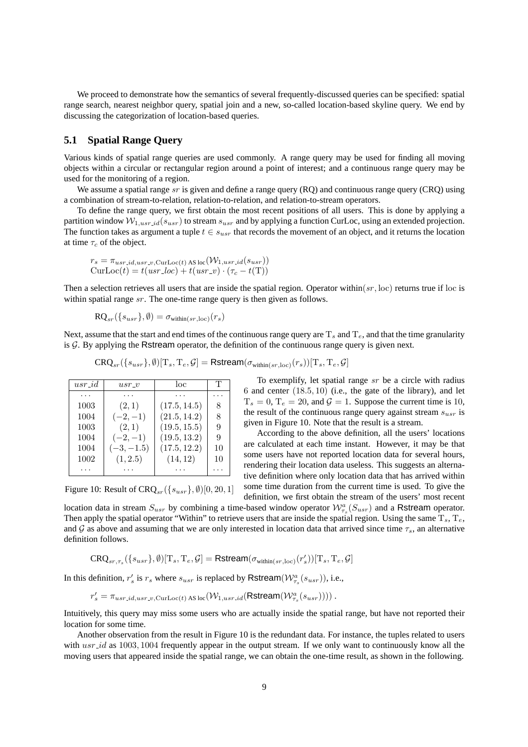We proceed to demonstrate how the semantics of several frequently-discussed queries can be specified: spatial range search, nearest neighbor query, spatial join and a new, so-called location-based skyline query. We end by discussing the categorization of location-based queries.

## 5.1 Spatial Range Query

Various kinds of spatial range queries are used commonly. A range query may be used for finding all moving objects within a circular or rectangular region around a point of interest; and a continuous range query may be used for the monitoring of a region.

We assume a spatial range $sr$ is given and define a range query (RQ) and continuous range query (CRQ) using a combination of stream-to-relation, relation-to-relation, and relation-to-stream operators.

To define the range query, we first obtain the most recent positions of all users. This is done by applying a partition window $\mathcal{W}_{1,usr\_id}(s_{usr})$ to stream $s_{usr}$ and by applying a function CurLoc, using an extended projection. The function takes as argument a tuple $t \in s_{usr}$ that records the movement of an object, and it returns the location at time $\tau_c$ of the object.

$$r_s = \pi_{usr\_id, usr\_v, \mathrm{CurLoc}(t) \text{ AS loc}}(\mathcal{W}_{1,usr\_id}(s_{usr}))$$
$$\mathrm{CurLoc}(t) = t(usr\_loc) + t(usr\_v) \cdot (\tau_c - t(\mathrm{T}))$$

Then a selection retrieves all users that are inside the spatial region. Operator within$(sr, \mathrm{loc})$ returns true if loc is within spatial range $sr$. The one-time range query is then given as follows.

$$\mathrm{RQ}_{sr}(\{s_{usr}\}, \emptyset) = \sigma_{\mathrm{within}(sr,\mathrm{loc})}(r_s)$$

Next, assume that the start and end times of the continuous range query are $\mathrm{T}_s$ and $\mathrm{T}_e$, and that the time granularity is $\mathcal{G}$. By applying the Rstream operator, the definition of the continuous range query is given next.

$$\mathrm{CRQ}_{sr}(\{s_{usr}\}, \emptyset)[\mathrm{T}_s, \mathrm{T}_e, \mathcal{G}] = \textsf{Rstream}(\sigma_{\mathrm{within}(sr,\mathrm{loc})}(r_s))[\mathrm{T}_s, \mathrm{T}_e, \mathcal{G}]$$

| $usr\_id$ | $usr\_v$ | loc | T |
|---|---|---|---|
| ... | ... | ... | ... |
| 1003 | $(2, 1)$ | $(17.5, 14.5)$ | 8 |
| 1004 | $(-2, -1)$ | $(21.5, 14.2)$ | 8 |
| 1003 | $(2, 1)$ | $(19.5, 15.5)$ | 9 |
| 1004 | $(-2, -1)$ | $(19.5, 13.2)$ | 9 |
| 1004 | $(-3, -1.5)$ | $(17.5, 12.2)$ | 10 |
| 1002 | $(1, 2.5)$ | $(14, 12)$ | 10 |
| ... | ... | ... | ... |

Figure 10: Result of $\mathrm{CRQ}_{sr}(\{s_{usr}\}, \emptyset)[0, 20, 1]$

To exemplify, let spatial range $sr$ be a circle with radius 6 and center $(18.5, 10)$ (i.e., the gate of the library), and let $\mathrm{T}_s = 0$, $\mathrm{T}_e = 20$, and $\mathcal{G} = 1$. Suppose the current time is 10, the result of the continuous range query against stream $s_{usr}$ is given in Figure 10. Note that the result is a stream.

According to the above definition, all the users' locations are calculated at each time instant. However, it may be that some users have not reported location data for several hours, rendering their location data useless. This suggests an alternative definition where only location data that has arrived within some time duration from the current time is used. To give the definition, we first obtain the stream of the users' most recent location data in stream $S_{usr}$ by combining a time-based window operator $\mathcal{W}^a_{\tau_s}(S_{usr})$ and a Rstream operator. Then apply the spatial operator "Within" to retrieve users that are inside the spatial region. Using the same $\mathrm{T}_s$, $\mathrm{T}_e$, and $\mathcal{G}$ as above and assuming that we are only interested in location data that arrived since time $\tau_s$, an alternative definition follows.

$$\mathrm{CRQ}_{sr,\tau_s}(\{s_{usr}\}, \emptyset)[\mathrm{T}_s, \mathrm{T}_e, \mathcal{G}] = \textsf{Rstream}(\sigma_{\mathrm{within}(sr,\mathrm{loc})}(r'_s))[\mathrm{T}_s, \mathrm{T}_e, \mathcal{G}]$$

In this definition, $r'_s$ is $r_s$ where $s_{usr}$ is replaced by $\textsf{Rstream}(\mathcal{W}^a_{\tau_s}(s_{usr}))$, i.e.,

$$r'_s = \pi_{usr\_id, usr\_v, \mathrm{CurLoc}(t) \text{ AS loc}}(\mathcal{W}_{1,usr\_id}(\textsf{Rstream}(\mathcal{W}^a_{\tau_s}(s_{usr})))) .$$

Intuitively, this query may miss some users who are actually inside the spatial range, but have not reported their location for some time.

Another observation from the result in Figure 10 is the redundant data. For instance, the tuples related to users with $usr\_id$ as $1003, 1004$ frequently appear in the output stream. If we only want to continuously know all the moving users that appeared inside the spatial range, we can obtain the one-time result, as shown in the following.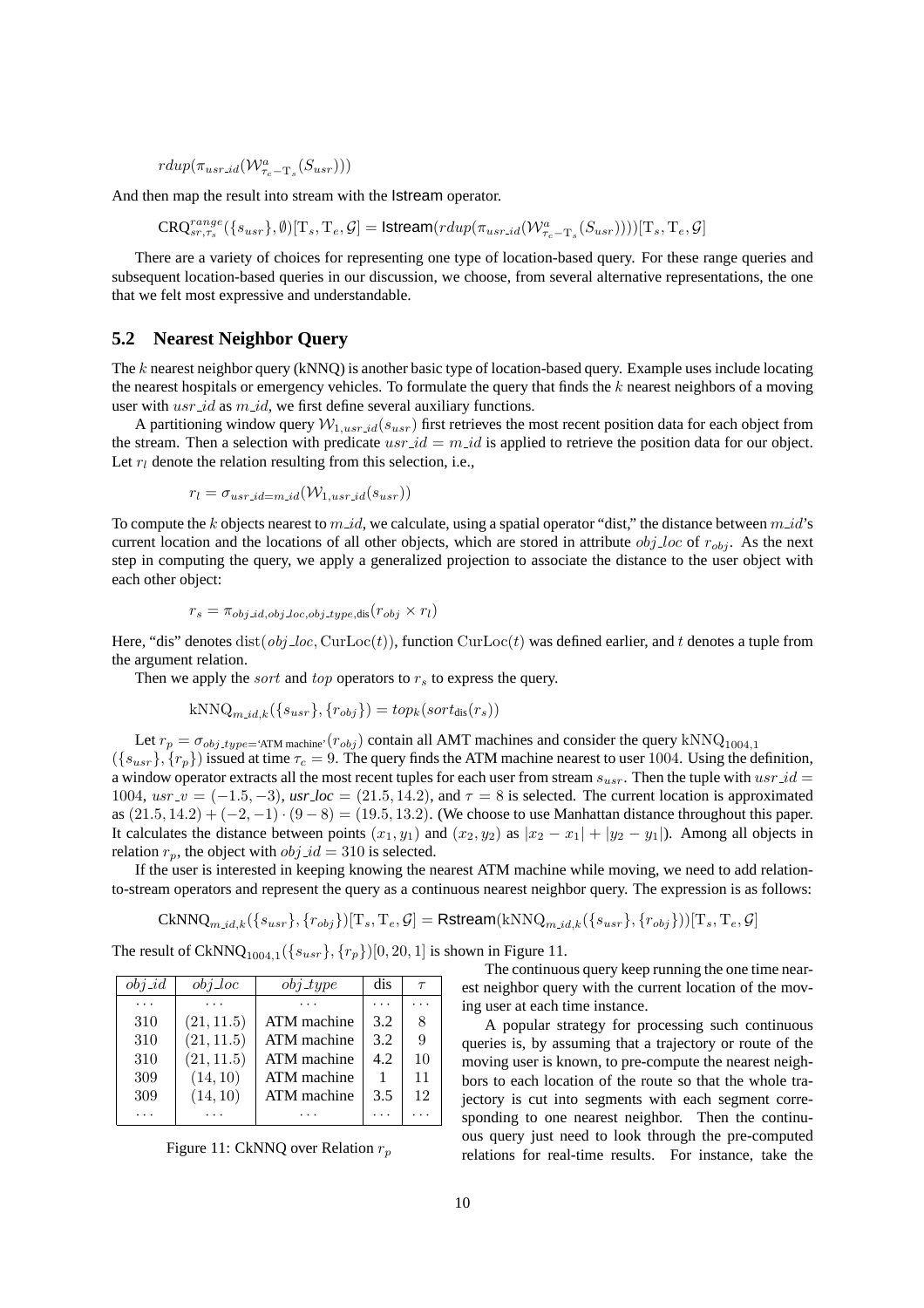$$rdup(\pi_{usr\_id}(\mathcal{W}^{a}_{\tau_c - \mathrm{T}_s}(S_{usr})))$$

And then map the result into stream with the Istream operator.

$$\mathrm{CRQ}^{range}_{sr,\tau_s}(\{s_{usr}\}, \emptyset)[\mathrm{T}_s, \mathrm{T}_e, \mathcal{G}] = \textsf{Istream}(rdup(\pi_{usr\_id}(\mathcal{W}^{a}_{\tau_c - \mathrm{T}_s}(S_{usr}))))[\mathrm{T}_s, \mathrm{T}_e, \mathcal{G}]$$

There are a variety of choices for representing one type of location-based query. For these range queries and subsequent location-based queries in our discussion, we choose, from several alternative representations, the one that we felt most expressive and understandable.

## 5.2 Nearest Neighbor Query

The $k$ nearest neighbor query (kNNQ) is another basic type of location-based query. Example uses include locating the nearest hospitals or emergency vehicles. To formulate the query that finds the $k$ nearest neighbors of a moving user with $usr\_id$ as $m\_id$, we first define several auxiliary functions.

A partitioning window query $\mathcal{W}_{1,usr\_id}(s_{usr})$ first retrieves the most recent position data for each object from the stream. Then a selection with predicate $usr\_id = m\_id$ is applied to retrieve the position data for our object. Let $r_l$ denote the relation resulting from this selection, i.e.,

$$r_l = \sigma_{usr\_id=m\_id}(\mathcal{W}_{1,usr\_id}(s_{usr}))$$

To compute the $k$ objects nearest to $m\_id$, we calculate, using a spatial operator "dist," the distance between $m\_id$'s current location and the locations of all other objects, which are stored in attribute $obj\_loc$ of $r_{obj}$. As the next step in computing the query, we apply a generalized projection to associate the distance to the user object with each other object:

$$r_s = \pi_{obj\_id, obj\_loc, obj\_type, \mathrm{dis}}(r_{obj} \times r_l)$$

Here, "dis" denotes $\mathrm{dist}(obj\_loc, \mathrm{CurLoc}(t))$, function $\mathrm{CurLoc}(t)$ was defined earlier, and $t$ denotes a tuple from the argument relation.

Then we apply the $sort$ and $top$ operators to $r_s$ to express the query.

$$\mathrm{kNNQ}_{m\_id,k}(\{s_{usr}\}, \{r_{obj}\}) = top_k(sort_{\mathrm{dis}}(r_s))$$

Let $r_p = \sigma_{obj\_type=\text{'ATM machine'}}(r_{obj})$ contain all AMT machines and consider the query $\mathrm{kNNQ}_{1004,1}(\{s_{usr}\}, \{r_p\})$ issued at time $\tau_c = 9$. The query finds the ATM machine nearest to user 1004. Using the definition, a window operator extracts all the most recent tuples for each user from stream $s_{usr}$. Then the tuple with $usr\_id = 1004$, $usr\_v = (-1.5, -3)$, *usr_loc* $= (21.5, 14.2)$, and $\tau = 8$ is selected. The current location is approximated as $(21.5, 14.2) + (-2, -1) \cdot (9 - 8) = (19.5, 13.2)$. (We choose to use Manhattan distance throughout this paper. It calculates the distance between points $(x_1, y_1)$ and $(x_2, y_2)$ as $|x_2 - x_1| + |y_2 - y_1|$). Among all objects in relation $r_p$, the object with $obj\_id = 310$ is selected.

If the user is interested in keeping knowing the nearest ATM machine while moving, we need to add relation-to-stream operators and represent the query as a continuous nearest neighbor query. The expression is as follows:

$$\mathrm{CkNNQ}_{m\_id,k}(\{s_{usr}\}, \{r_{obj}\})[\mathrm{T}_s, \mathrm{T}_e, \mathcal{G}] = \textsf{Rstream}(\mathrm{kNNQ}_{m\_id,k}(\{s_{usr}\}, \{r_{obj}\}))[\mathrm{T}_s, \mathrm{T}_e, \mathcal{G}]$$

The result of $\mathrm{CkNNQ}_{1004,1}(\{s_{usr}\}, \{r_p\})[0, 20, 1]$ is shown in Figure 11.

| $obj\_id$ | $obj\_loc$ | $obj\_type$ | dis | $\tau$ |
|---|---|---|---|---|
| ... | ... | ... | ... | ... |
| 310 | $(21, 11.5)$ | ATM machine | 3.2 | 8 |
| 310 | $(21, 11.5)$ | ATM machine | 3.2 | 9 |
| 310 | $(21, 11.5)$ | ATM machine | 4.2 | 10 |
| 309 | $(14, 10)$ | ATM machine | 1 | 11 |
| 309 | $(14, 10)$ | ATM machine | 3.5 | 12 |
| ... | ... | ... | ... | ... |

Figure 11: CkNNQ over Relation $r_p$

The continuous query keep running the one time nearest neighbor query with the current location of the moving user at each time instance.

A popular strategy for processing such continuous queries is, by assuming that a trajectory or route of the moving user is known, to pre-compute the nearest neighbors to each location of the route so that the whole trajectory is cut into segments with each segment corresponding to one nearest neighbor. Then the continuous query just need to look through the pre-computed relations for real-time results. For instance, take the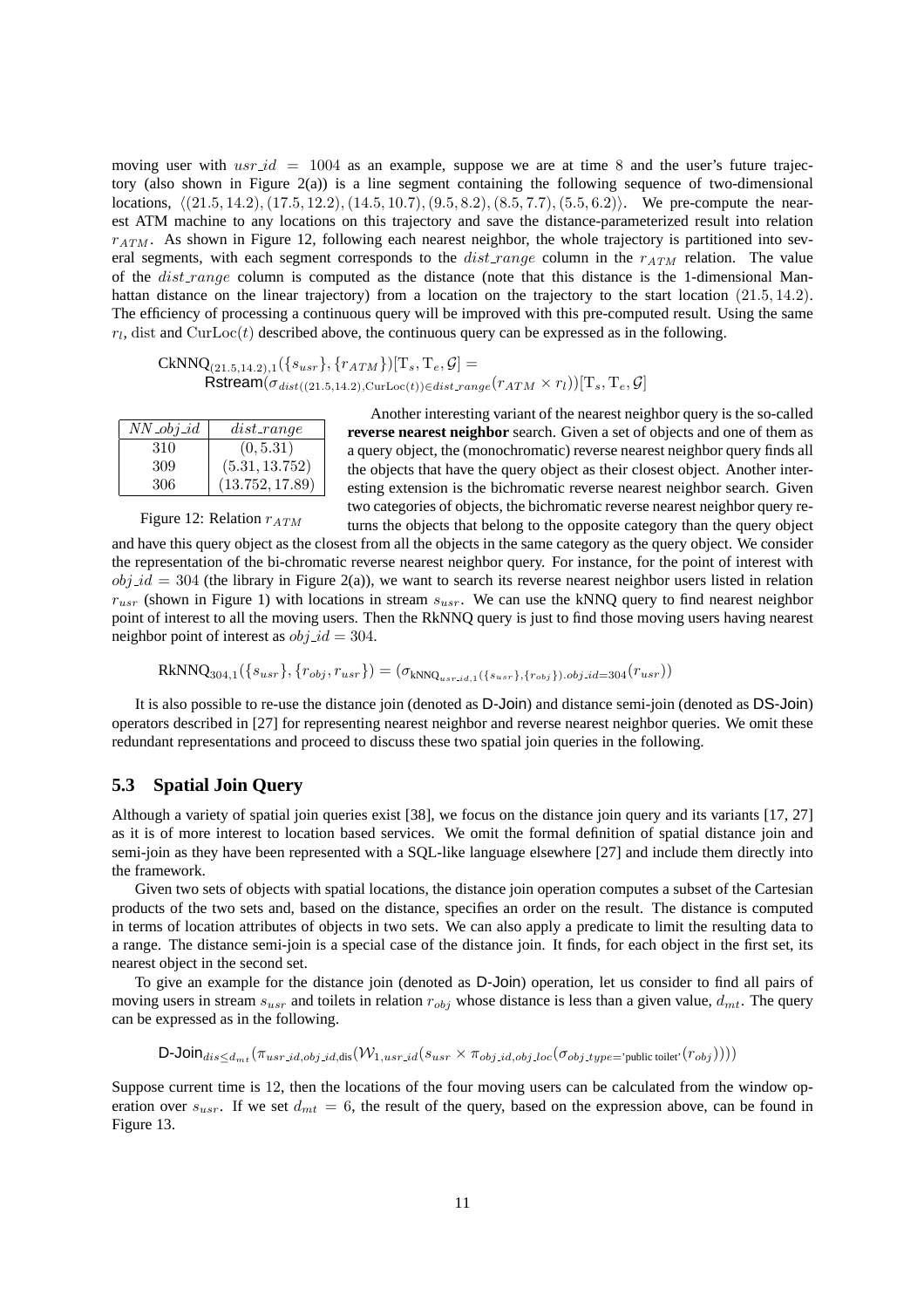moving user with $usr\_id = 1004$ as an example, suppose we are at time 8 and the user's future trajectory (also shown in Figure 2(a)) is a line segment containing the following sequence of two-dimensional locations, $\langle(21.5, 14.2), (17.5, 12.2), (14.5, 10.7), (9.5, 8.2), (8.5, 7.7), (5.5, 6.2)\rangle$. We pre-compute the nearest ATM machine to any locations on this trajectory and save the distance-parameterized result into relation $r_{ATM}$. As shown in Figure 12, following each nearest neighbor, the whole trajectory is partitioned into several segments, with each segment corresponds to the $dist\_range$ column in the $r_{ATM}$ relation. The value of the $dist\_range$ column is computed as the distance (note that this distance is the 1-dimensional Manhattan distance on the linear trajectory) from a location on the trajectory to the start location $(21.5, 14.2)$. The efficiency of processing a continuous query will be improved with this pre-computed result. Using the same $r_l$, dist and $\mathrm{CurLoc}(t)$ described above, the continuous query can be expressed as in the following.

$$\mathrm{CkNNQ}_{(21.5,14.2),1}(\{s_{usr}\}, \{r_{ATM}\})[\mathrm{T}_s, \mathrm{T}_e, \mathcal{G}] = \mathsf{Rstream}(\sigma_{dist((21.5,14.2),\mathrm{CurLoc}(t))\in dist\_range}(r_{ATM} \times r_l))[\mathrm{T}_s, \mathrm{T}_e, \mathcal{G}]$$

| $NN\_obj\_id$ | $dist\_range$ |
|---|---|
| 310 | $(0, 5.31)$ |
| 309 | $(5.31, 13.752)$ |
| 306 | $(13.752, 17.89)$ |

Figure 12: Relation $r_{ATM}$

Another interesting variant of the nearest neighbor query is the so-called **reverse nearest neighbor** search. Given a set of objects and one of them as a query object, the (monochromatic) reverse nearest neighbor query finds all the objects that have the query object as their closest object. Another interesting extension is the bichromatic reverse nearest neighbor search. Given two categories of objects, the bichromatic reverse nearest neighbor query returns the objects that belong to the opposite category than the query object and have this query object as the closest from all the objects in the same category as the query object. We consider the representation of the bi-chromatic reverse nearest neighbor query. For instance, for the point of interest with $obj\_id = 304$ (the library in Figure 2(a)), we want to search its reverse nearest neighbor users listed in relation $r_{usr}$ (shown in Figure 1) with locations in stream $s_{usr}$. We can use the kNNQ query to find nearest neighbor point of interest to all the moving users. Then the RkNNQ query is just to find those moving users having nearest neighbor point of interest as $obj\_id = 304$.

$$\mathrm{RkNNQ}_{304,1}(\{s_{usr}\}, \{r_{obj}, r_{usr}\}) = (\sigma_{\mathrm{kNNQ}_{usr\_id,1}(\{s_{usr}\},\{r_{obj}\}).obj\_id=304}(r_{usr}))$$

It is also possible to re-use the distance join (denoted as D-Join) and distance semi-join (denoted as DS-Join) operators described in [27] for representing nearest neighbor and reverse nearest neighbor queries. We omit these redundant representations and proceed to discuss these two spatial join queries in the following.

### 5.3 Spatial Join Query

Although a variety of spatial join queries exist [38], we focus on the distance join query and its variants [17, 27] as it is of more interest to location based services. We omit the formal definition of spatial distance join and semi-join as they have been represented with a SQL-like language elsewhere [27] and include them directly into the framework.

Given two sets of objects with spatial locations, the distance join operation computes a subset of the Cartesian products of the two sets and, based on the distance, specifies an order on the result. The distance is computed in terms of location attributes of objects in two sets. We can also apply a predicate to limit the resulting data to a range. The distance semi-join is a special case of the distance join. It finds, for each object in the first set, its nearest object in the second set.

To give an example for the distance join (denoted as D-Join) operation, let us consider to find all pairs of moving users in stream $s_{usr}$ and toilets in relation $r_{obj}$ whose distance is less than a given value, $d_{mt}$. The query can be expressed as in the following.

$$\mathsf{D\text{-}Join}_{dis\leq d_{mt}}(\pi_{usr\_id,obj\_id,\mathrm{dis}}(\mathcal{W}_{1,usr\_id}(s_{usr} \times \pi_{obj\_id,obj\_loc}(\sigma_{obj\_type=\text{'public toilet'}}(r_{obj})))))$$

Suppose current time is 12, then the locations of the four moving users can be calculated from the window operation over $s_{usr}$. If we set $d_{mt} = 6$, the result of the query, based on the expression above, can be found in Figure 13.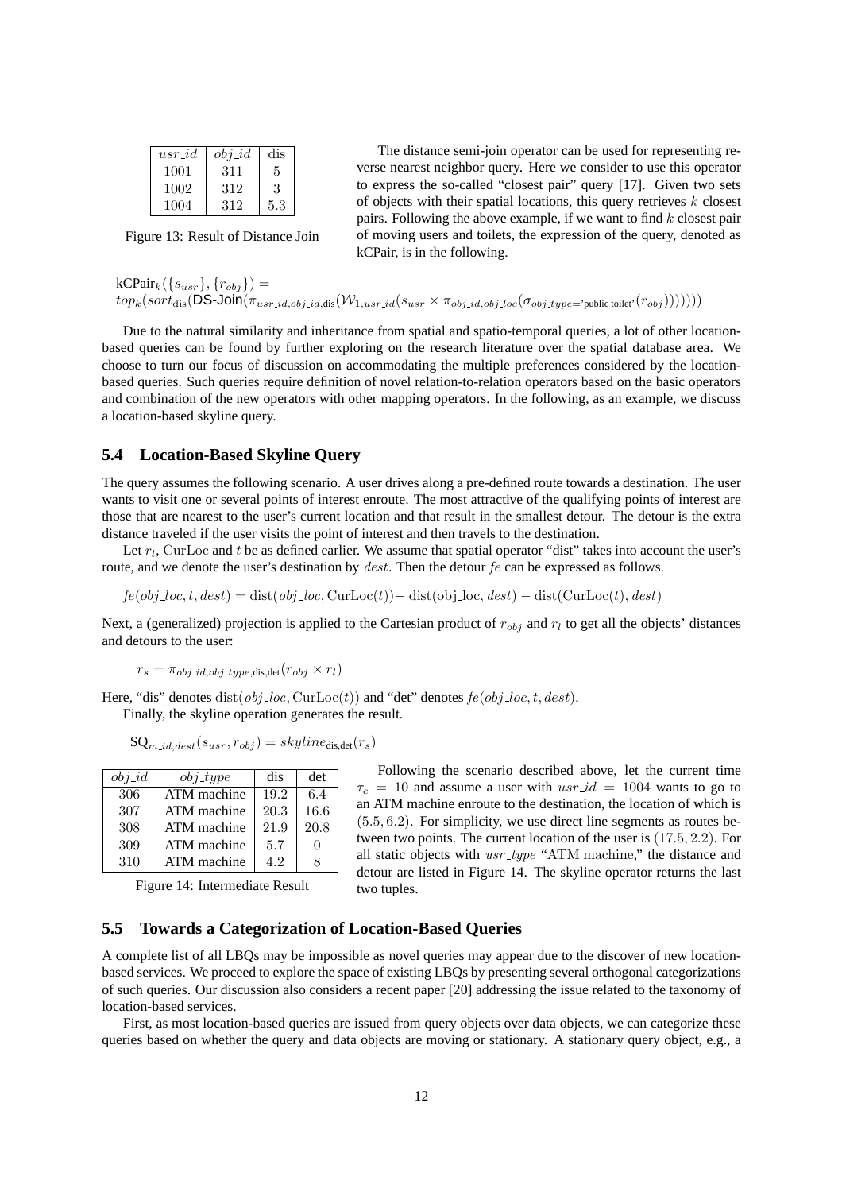| $usr\_id$ | $obj\_id$ | dis |
|---|---|---|
| 1001 | 311 | 5 |
| 1002 | 312 | 3 |
| 1004 | 312 | 5.3 |

Figure 13: Result of Distance Join

The distance semi-join operator can be used for representing reverse nearest neighbor query. Here we consider to use this operator to express the so-called "closest pair" query [17]. Given two sets of objects with their spatial locations, this query retrieves $k$ closest pairs. Following the above example, if we want to find $k$ closest pair of moving users and toilets, the expression of the query, denoted as kCPair, is in the following.

$$\text{kCPair}_k(\{s_{usr}\}, \{r_{obj}\}) =$$
$$top_k(sort_{\text{dis}}(\textsf{DS-Join}(\pi_{usr\_id,obj\_id,\text{dis}}(\mathcal{W}_{1,usr\_id}(s_{usr} \times \pi_{obj\_id,obj\_loc}(\sigma_{obj\_type=\text{'public toilet'}}(r_{obj})))))))$$

Due to the natural similarity and inheritance from spatial and spatio-temporal queries, a lot of other location-based queries can be found by further exploring on the research literature over the spatial database area. We choose to turn our focus of discussion on accommodating the multiple preferences considered by the location-based queries. Such queries require definition of novel relation-to-relation operators based on the basic operators and combination of the new operators with other mapping operators. In the following, as an example, we discuss a location-based skyline query.

## 5.4 Location-Based Skyline Query

The query assumes the following scenario. A user drives along a pre-defined route towards a destination. The user wants to visit one or several points of interest enroute. The most attractive of the qualifying points of interest are those that are nearest to the user's current location and that result in the smallest detour. The detour is the extra distance traveled if the user visits the point of interest and then travels to the destination.

Let $r_l$, $\text{CurLoc}$ and $t$ be as defined earlier. We assume that spatial operator "dist" takes into account the user's route, and we denote the user's destination by $dest$. Then the detour $fe$ can be expressed as follows.

$$fe(obj\_loc, t, dest) = \text{dist}(obj\_loc, \text{CurLoc}(t)) + \text{dist}(\text{obj\_loc}, dest) - \text{dist}(\text{CurLoc}(t), dest)$$

Next, a (generalized) projection is applied to the Cartesian product of $r_{obj}$ and $r_l$ to get all the objects' distances and detours to the user:

$$r_s = \pi_{obj\_id,obj\_type,\text{dis},\text{det}}(r_{obj} \times r_l)$$

Here, "dis" denotes $\text{dist}(obj\_loc, \text{CurLoc}(t))$ and "det" denotes $fe(obj\_loc, t, dest)$.

Finally, the skyline operation generates the result.

$$\text{SQ}_{m\_id,dest}(s_{usr}, r_{obj}) = skyline_{\text{dis},\text{det}}(r_s)$$

| $obj\_id$ | $obj\_type$ | dis | det |
|---|---|---|---|
| 306 | ATM machine | 19.2 | 6.4 |
| 307 | ATM machine | 20.3 | 16.6 |
| 308 | ATM machine | 21.9 | 20.8 |
| 309 | ATM machine | 5.7 | 0 |
| 310 | ATM machine | 4.2 | 8 |

Figure 14: Intermediate Result

Following the scenario described above, let the current time $\tau_c = 10$ and assume a user with $usr\_id = 1004$ wants to go to an ATM machine enroute to the destination, the location of which is $(5.5, 6.2)$. For simplicity, we use direct line segments as routes between two points. The current location of the user is $(17.5, 2.2)$. For all static objects with $usr\_type$ "ATM machine," the distance and detour are listed in Figure 14. The skyline operator returns the last two tuples.

## 5.5 Towards a Categorization of Location-Based Queries

A complete list of all LBQs may be impossible as novel queries may appear due to the discover of new location-based services. We proceed to explore the space of existing LBQs by presenting several orthogonal categorizations of such queries. Our discussion also considers a recent paper [20] addressing the issue related to the taxonomy of location-based services.

First, as most location-based queries are issued from query objects over data objects, we can categorize these queries based on whether the query and data objects are moving or stationary. A stationary query object, e.g., a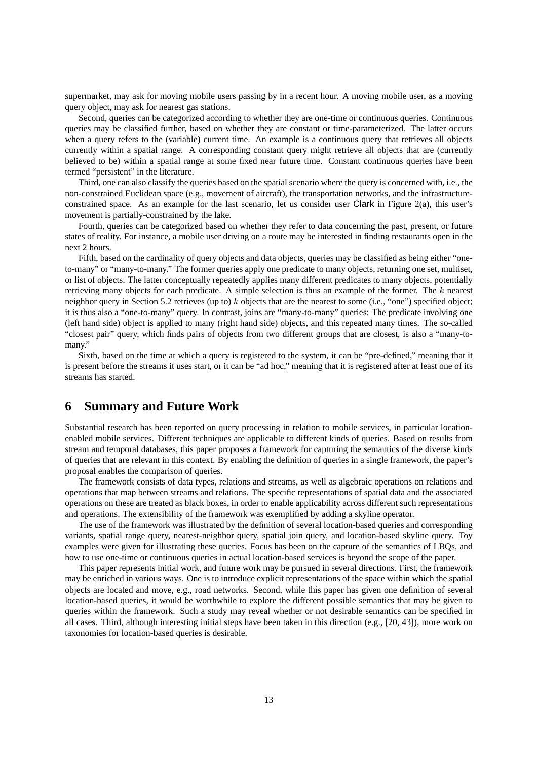supermarket, may ask for moving mobile users passing by in a recent hour. A moving mobile user, as a moving query object, may ask for nearest gas stations.

Second, queries can be categorized according to whether they are one-time or continuous queries. Continuous queries may be classified further, based on whether they are constant or time-parameterized. The latter occurs when a query refers to the (variable) current time. An example is a continuous query that retrieves all objects currently within a spatial range. A corresponding constant query might retrieve all objects that are (currently believed to be) within a spatial range at some fixed near future time. Constant continuous queries have been termed "persistent" in the literature.

Third, one can also classify the queries based on the spatial scenario where the query is concerned with, i.e., the non-constrained Euclidean space (e.g., movement of aircraft), the transportation networks, and the infrastructure-constrained space. As an example for the last scenario, let us consider user Clark in Figure 2(a), this user's movement is partially-constrained by the lake.

Fourth, queries can be categorized based on whether they refer to data concerning the past, present, or future states of reality. For instance, a mobile user driving on a route may be interested in finding restaurants open in the next 2 hours.

Fifth, based on the cardinality of query objects and data objects, queries may be classified as being either "one-to-many" or "many-to-many." The former queries apply one predicate to many objects, returning one set, multiset, or list of objects. The latter conceptually repeatedly applies many different predicates to many objects, potentially retrieving many objects for each predicate. A simple selection is thus an example of the former. The $k$ nearest neighbor query in Section 5.2 retrieves (up to) $k$ objects that are the nearest to some (i.e., "one") specified object; it is thus also a "one-to-many" query. In contrast, joins are "many-to-many" queries: The predicate involving one (left hand side) object is applied to many (right hand side) objects, and this repeated many times. The so-called "closest pair" query, which finds pairs of objects from two different groups that are closest, is also a "many-to-many."

Sixth, based on the time at which a query is registered to the system, it can be "pre-defined," meaning that it is present before the streams it uses start, or it can be "ad hoc," meaning that it is registered after at least one of its streams has started.

# 6 Summary and Future Work

Substantial research has been reported on query processing in relation to mobile services, in particular location-enabled mobile services. Different techniques are applicable to different kinds of queries. Based on results from stream and temporal databases, this paper proposes a framework for capturing the semantics of the diverse kinds of queries that are relevant in this context. By enabling the definition of queries in a single framework, the paper's proposal enables the comparison of queries.

The framework consists of data types, relations and streams, as well as algebraic operations on relations and operations that map between streams and relations. The specific representations of spatial data and the associated operations on these are treated as black boxes, in order to enable applicability across different such representations and operations. The extensibility of the framework was exemplified by adding a skyline operator.

The use of the framework was illustrated by the definition of several location-based queries and corresponding variants, spatial range query, nearest-neighbor query, spatial join query, and location-based skyline query. Toy examples were given for illustrating these queries. Focus has been on the capture of the semantics of LBQs, and how to use one-time or continuous queries in actual location-based services is beyond the scope of the paper.

This paper represents initial work, and future work may be pursued in several directions. First, the framework may be enriched in various ways. One is to introduce explicit representations of the space within which the spatial objects are located and move, e.g., road networks. Second, while this paper has given one definition of several location-based queries, it would be worthwhile to explore the different possible semantics that may be given to queries within the framework. Such a study may reveal whether or not desirable semantics can be specified in all cases. Third, although interesting initial steps have been taken in this direction (e.g., [20, 43]), more work on taxonomies for location-based queries is desirable.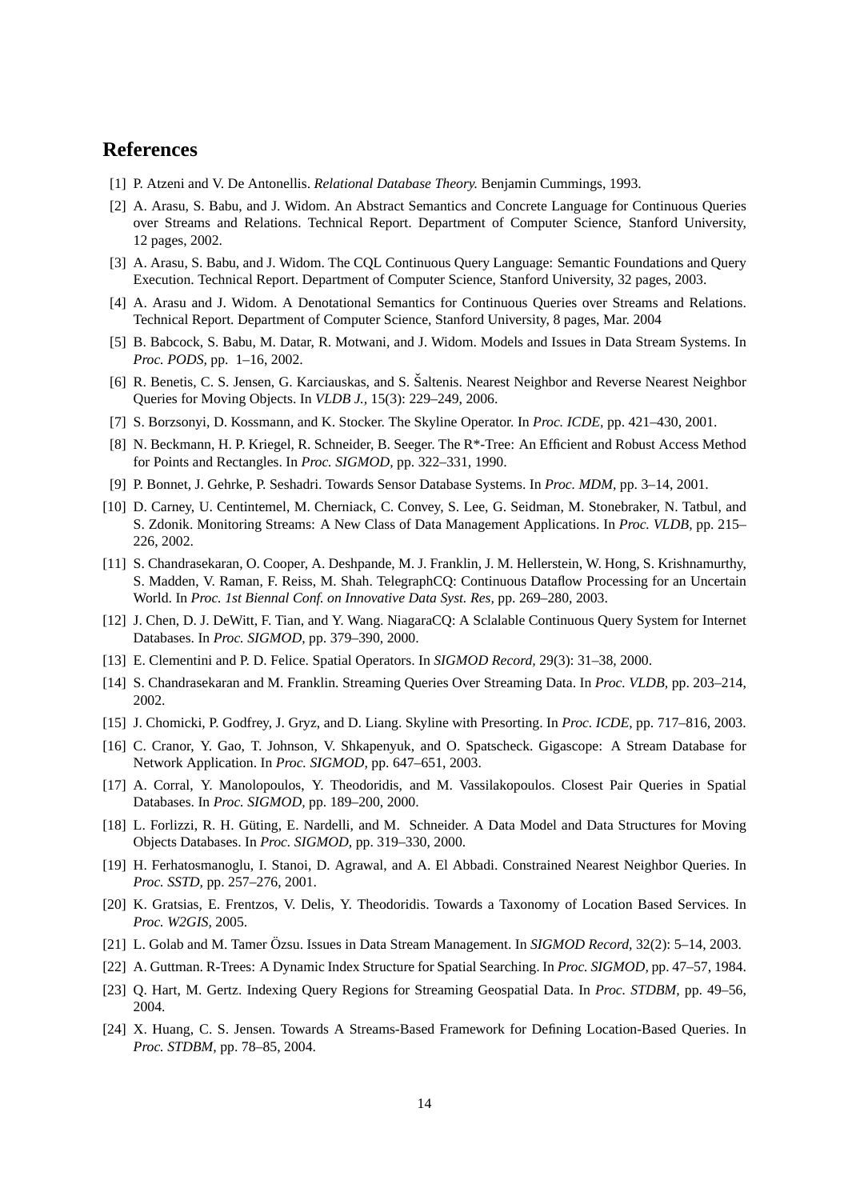# References

[1] P. Atzeni and V. De Antonellis. *Relational Database Theory.* Benjamin Cummings, 1993.

[2] A. Arasu, S. Babu, and J. Widom. An Abstract Semantics and Concrete Language for Continuous Queries over Streams and Relations. Technical Report. Department of Computer Science, Stanford University, 12 pages, 2002.

[3] A. Arasu, S. Babu, and J. Widom. The CQL Continuous Query Language: Semantic Foundations and Query Execution. Technical Report. Department of Computer Science, Stanford University, 32 pages, 2003.

[4] A. Arasu and J. Widom. A Denotational Semantics for Continuous Queries over Streams and Relations. Technical Report. Department of Computer Science, Stanford University, 8 pages, Mar. 2004

[5] B. Babcock, S. Babu, M. Datar, R. Motwani, and J. Widom. Models and Issues in Data Stream Systems. In *Proc. PODS,* pp. 1–16, 2002.

[6] R. Benetis, C. S. Jensen, G. Karciauskas, and S. Šaltenis. Nearest Neighbor and Reverse Nearest Neighbor Queries for Moving Objects. In *VLDB J.,* 15(3): 229–249, 2006.

[7] S. Borzsonyi, D. Kossmann, and K. Stocker. The Skyline Operator. In *Proc. ICDE,* pp. 421–430, 2001.

[8] N. Beckmann, H. P. Kriegel, R. Schneider, B. Seeger. The R*-Tree: An Efficient and Robust Access Method for Points and Rectangles. In *Proc. SIGMOD,* pp. 322–331, 1990.

[9] P. Bonnet, J. Gehrke, P. Seshadri. Towards Sensor Database Systems. In *Proc. MDM,* pp. 3–14, 2001.

[10] D. Carney, U. Centintemel, M. Cherniack, C. Convey, S. Lee, G. Seidman, M. Stonebraker, N. Tatbul, and S. Zdonik. Monitoring Streams: A New Class of Data Management Applications. In *Proc. VLDB,* pp. 215–226, 2002.

[11] S. Chandrasekaran, O. Cooper, A. Deshpande, M. J. Franklin, J. M. Hellerstein, W. Hong, S. Krishnamurthy, S. Madden, V. Raman, F. Reiss, M. Shah. TelegraphCQ: Continuous Dataflow Processing for an Uncertain World. In *Proc. 1st Biennal Conf. on Innovative Data Syst. Res,* pp. 269–280, 2003.

[12] J. Chen, D. J. DeWitt, F. Tian, and Y. Wang. NiagaraCQ: A Sclalable Continuous Query System for Internet Databases. In *Proc. SIGMOD,* pp. 379–390, 2000.

[13] E. Clementini and P. D. Felice. Spatial Operators. In *SIGMOD Record,* 29(3): 31–38, 2000.

[14] S. Chandrasekaran and M. Franklin. Streaming Queries Over Streaming Data. In *Proc. VLDB,* pp. 203–214, 2002.

[15] J. Chomicki, P. Godfrey, J. Gryz, and D. Liang. Skyline with Presorting. In *Proc. ICDE,* pp. 717–816, 2003.

[16] C. Cranor, Y. Gao, T. Johnson, V. Shkapenyuk, and O. Spatscheck. Gigascope: A Stream Database for Network Application. In *Proc. SIGMOD,* pp. 647–651, 2003.

[17] A. Corral, Y. Manolopoulos, Y. Theodoridis, and M. Vassilakopoulos. Closest Pair Queries in Spatial Databases. In *Proc. SIGMOD,* pp. 189–200, 2000.

[18] L. Forlizzi, R. H. Güting, E. Nardelli, and M. Schneider. A Data Model and Data Structures for Moving Objects Databases. In *Proc. SIGMOD,* pp. 319–330, 2000.

[19] H. Ferhatosmanoglu, I. Stanoi, D. Agrawal, and A. El Abbadi. Constrained Nearest Neighbor Queries. In *Proc. SSTD,* pp. 257–276, 2001.

[20] K. Gratsias, E. Frentzos, V. Delis, Y. Theodoridis. Towards a Taxonomy of Location Based Services. In *Proc. W2GIS,* 2005.

[21] L. Golab and M. Tamer Özsu. Issues in Data Stream Management. In *SIGMOD Record,* 32(2): 5–14, 2003.

[22] A. Guttman. R-Trees: A Dynamic Index Structure for Spatial Searching. In *Proc. SIGMOD,* pp. 47–57, 1984.

[23] Q. Hart, M. Gertz. Indexing Query Regions for Streaming Geospatial Data. In *Proc. STDBM,* pp. 49–56, 2004.

[24] X. Huang, C. S. Jensen. Towards A Streams-Based Framework for Defining Location-Based Queries. In *Proc. STDBM,* pp. 78–85, 2004.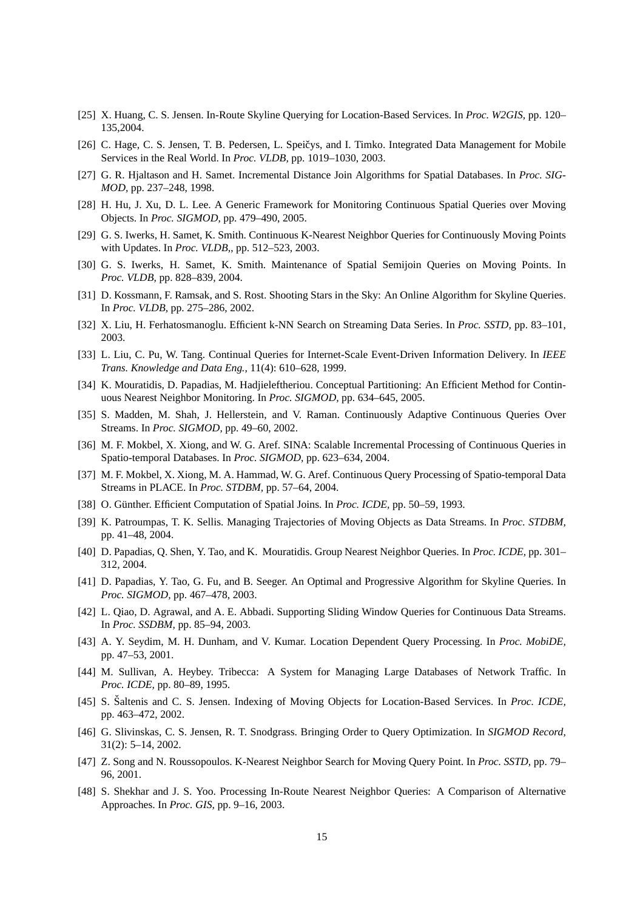[25] X. Huang, C. S. Jensen. In-Route Skyline Querying for Location-Based Services. In *Proc. W2GIS*, pp. 120–135,2004.

[26] C. Hage, C. S. Jensen, T. B. Pedersen, L. Speičys, and I. Timko. Integrated Data Management for Mobile Services in the Real World. In *Proc. VLDB*, pp. 1019–1030, 2003.

[27] G. R. Hjaltason and H. Samet. Incremental Distance Join Algorithms for Spatial Databases. In *Proc. SIGMOD*, pp. 237–248, 1998.

[28] H. Hu, J. Xu, D. L. Lee. A Generic Framework for Monitoring Continuous Spatial Queries over Moving Objects. In *Proc. SIGMOD*, pp. 479–490, 2005.

[29] G. S. Iwerks, H. Samet, K. Smith. Continuous K-Nearest Neighbor Queries for Continuously Moving Points with Updates. In *Proc. VLDB,*, pp. 512–523, 2003.

[30] G. S. Iwerks, H. Samet, K. Smith. Maintenance of Spatial Semijoin Queries on Moving Points. In *Proc. VLDB*, pp. 828–839, 2004.

[31] D. Kossmann, F. Ramsak, and S. Rost. Shooting Stars in the Sky: An Online Algorithm for Skyline Queries. In *Proc. VLDB*, pp. 275–286, 2002.

[32] X. Liu, H. Ferhatosmanoglu. Efficient k-NN Search on Streaming Data Series. In *Proc. SSTD*, pp. 83–101, 2003.

[33] L. Liu, C. Pu, W. Tang. Continual Queries for Internet-Scale Event-Driven Information Delivery. In *IEEE Trans. Knowledge and Data Eng.*, 11(4): 610–628, 1999.

[34] K. Mouratidis, D. Papadias, M. Hadjieleftheriou. Conceptual Partitioning: An Efficient Method for Continuous Nearest Neighbor Monitoring. In *Proc. SIGMOD*, pp. 634–645, 2005.

[35] S. Madden, M. Shah, J. Hellerstein, and V. Raman. Continuously Adaptive Continuous Queries Over Streams. In *Proc. SIGMOD*, pp. 49–60, 2002.

[36] M. F. Mokbel, X. Xiong, and W. G. Aref. SINA: Scalable Incremental Processing of Continuous Queries in Spatio-temporal Databases. In *Proc. SIGMOD*, pp. 623–634, 2004.

[37] M. F. Mokbel, X. Xiong, M. A. Hammad, W. G. Aref. Continuous Query Processing of Spatio-temporal Data Streams in PLACE. In *Proc. STDBM*, pp. 57–64, 2004.

[38] O. Günther. Efficient Computation of Spatial Joins. In *Proc. ICDE*, pp. 50–59, 1993.

[39] K. Patroumpas, T. K. Sellis. Managing Trajectories of Moving Objects as Data Streams. In *Proc. STDBM*, pp. 41–48, 2004.

[40] D. Papadias, Q. Shen, Y. Tao, and K. Mouratidis. Group Nearest Neighbor Queries. In *Proc. ICDE*, pp. 301–312, 2004.

[41] D. Papadias, Y. Tao, G. Fu, and B. Seeger. An Optimal and Progressive Algorithm for Skyline Queries. In *Proc. SIGMOD*, pp. 467–478, 2003.

[42] L. Qiao, D. Agrawal, and A. E. Abbadi. Supporting Sliding Window Queries for Continuous Data Streams. In *Proc. SSDBM*, pp. 85–94, 2003.

[43] A. Y. Seydim, M. H. Dunham, and V. Kumar. Location Dependent Query Processing. In *Proc. MobiDE*, pp. 47–53, 2001.

[44] M. Sullivan, A. Heybey. Tribecca: A System for Managing Large Databases of Network Traffic. In *Proc. ICDE*, pp. 80–89, 1995.

[45] S. Šaltenis and C. S. Jensen. Indexing of Moving Objects for Location-Based Services. In *Proc. ICDE*, pp. 463–472, 2002.

[46] G. Slivinskas, C. S. Jensen, R. T. Snodgrass. Bringing Order to Query Optimization. In *SIGMOD Record*, 31(2): 5–14, 2002.

[47] Z. Song and N. Roussopoulos. K-Nearest Neighbor Search for Moving Query Point. In *Proc. SSTD*, pp. 79–96, 2001.

[48] S. Shekhar and J. S. Yoo. Processing In-Route Nearest Neighbor Queries: A Comparison of Alternative Approaches. In *Proc. GIS*, pp. 9–16, 2003.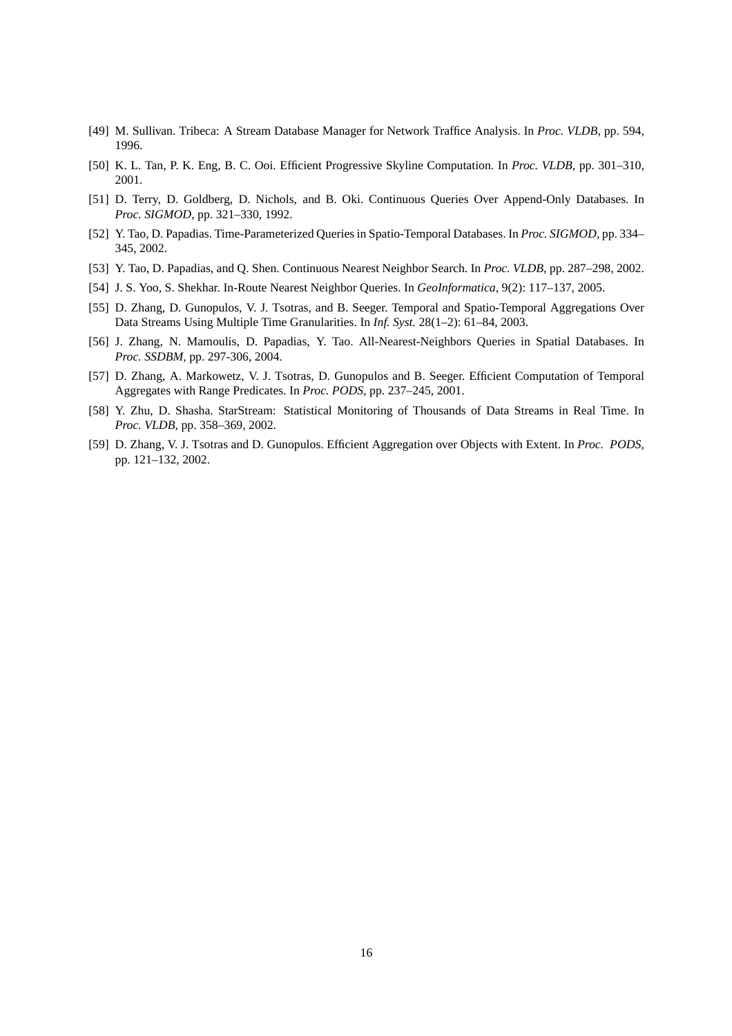[49] M. Sullivan. Tribeca: A Stream Database Manager for Network Traffice Analysis. In *Proc. VLDB*, pp. 594, 1996.

[50] K. L. Tan, P. K. Eng, B. C. Ooi. Efficient Progressive Skyline Computation. In *Proc. VLDB*, pp. 301–310, 2001.

[51] D. Terry, D. Goldberg, D. Nichols, and B. Oki. Continuous Queries Over Append-Only Databases. In *Proc. SIGMOD*, pp. 321–330, 1992.

[52] Y. Tao, D. Papadias. Time-Parameterized Queries in Spatio-Temporal Databases. In *Proc. SIGMOD*, pp. 334–345, 2002.

[53] Y. Tao, D. Papadias, and Q. Shen. Continuous Nearest Neighbor Search. In *Proc. VLDB*, pp. 287–298, 2002.

[54] J. S. Yoo, S. Shekhar. In-Route Nearest Neighbor Queries. In *GeoInformatica*, 9(2): 117–137, 2005.

[55] D. Zhang, D. Gunopulos, V. J. Tsotras, and B. Seeger. Temporal and Spatio-Temporal Aggregations Over Data Streams Using Multiple Time Granularities. In *Inf. Syst.* 28(1–2): 61–84, 2003.

[56] J. Zhang, N. Mamoulis, D. Papadias, Y. Tao. All-Nearest-Neighbors Queries in Spatial Databases. In *Proc. SSDBM*, pp. 297-306, 2004.

[57] D. Zhang, A. Markowetz, V. J. Tsotras, D. Gunopulos and B. Seeger. Efficient Computation of Temporal Aggregates with Range Predicates. In *Proc. PODS*, pp. 237–245, 2001.

[58] Y. Zhu, D. Shasha. StarStream: Statistical Monitoring of Thousands of Data Streams in Real Time. In *Proc. VLDB*, pp. 358–369, 2002.

[59] D. Zhang, V. J. Tsotras and D. Gunopulos. Efficient Aggregation over Objects with Extent. In *Proc. PODS*, pp. 121–132, 2002.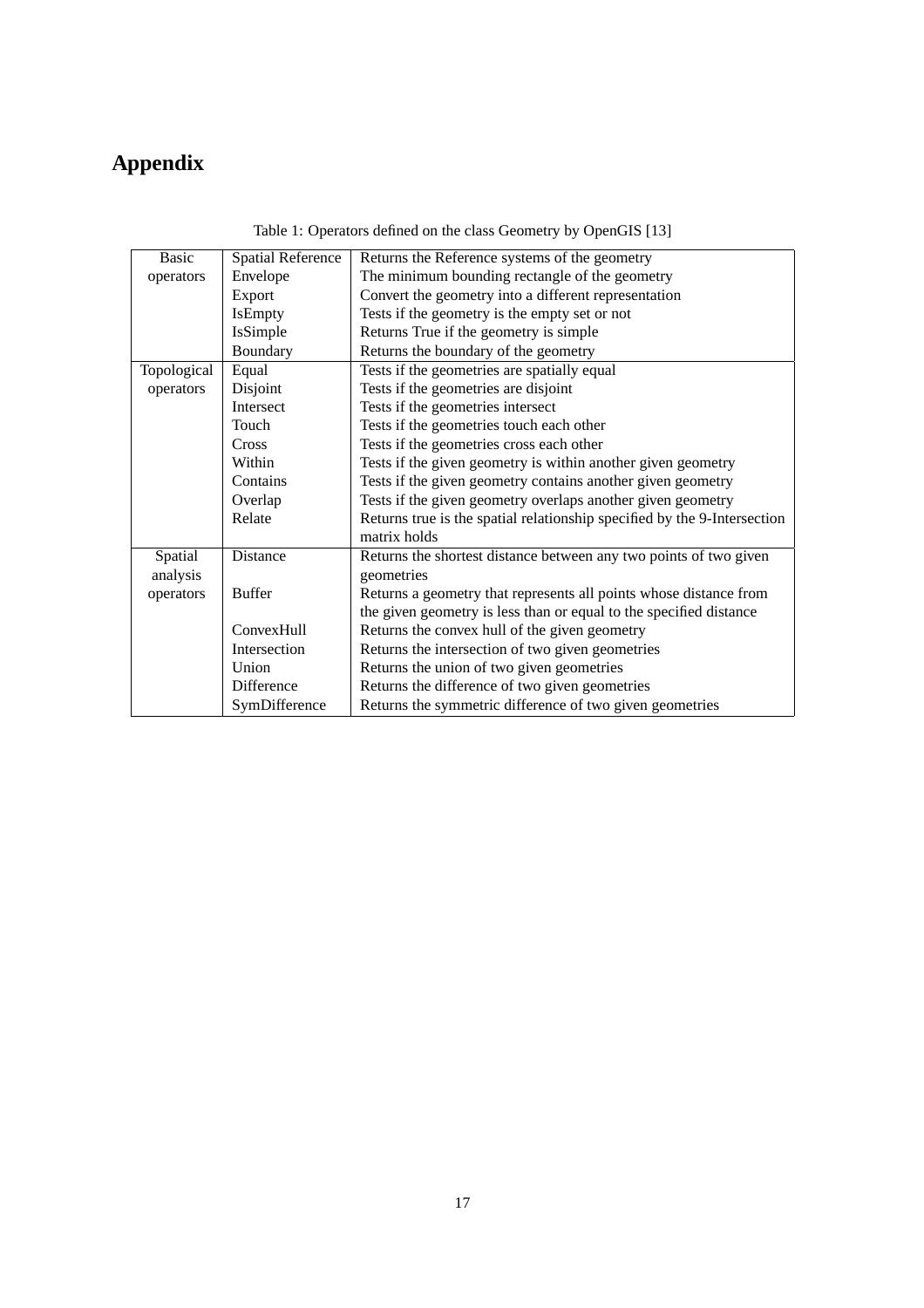# Appendix

Table 1: Operators defined on the class Geometry by OpenGIS [13]

| | | |
|---|---|---|
| Basic operators | Spatial Reference | Returns the Reference systems of the geometry |
| | Envelope | The minimum bounding rectangle of the geometry |
| | Export | Convert the geometry into a different representation |
| | IsEmpty | Tests if the geometry is the empty set or not |
| | IsSimple | Returns True if the geometry is simple |
| | Boundary | Returns the boundary of the geometry |
| Topological operators | Equal | Tests if the geometries are spatially equal |
| | Disjoint | Tests if the geometries are disjoint |
| | Intersect | Tests if the geometries intersect |
| | Touch | Tests if the geometries touch each other |
| | Cross | Tests if the geometries cross each other |
| | Within | Tests if the given geometry is within another given geometry |
| | Contains | Tests if the given geometry contains another given geometry |
| | Overlap | Tests if the given geometry overlaps another given geometry |
| | Relate | Returns true is the spatial relationship specified by the 9-Intersection matrix holds |
| Spatial analysis operators | Distance | Returns the shortest distance between any two points of two given geometries |
| | Buffer | Returns a geometry that represents all points whose distance from the given geometry is less than or equal to the specified distance |
| | ConvexHull | Returns the convex hull of the given geometry |
| | Intersection | Returns the intersection of two given geometries |
| | Union | Returns the union of two given geometries |
| | Difference | Returns the difference of two given geometries |
| | SymDifference | Returns the symmetric difference of two given geometries |